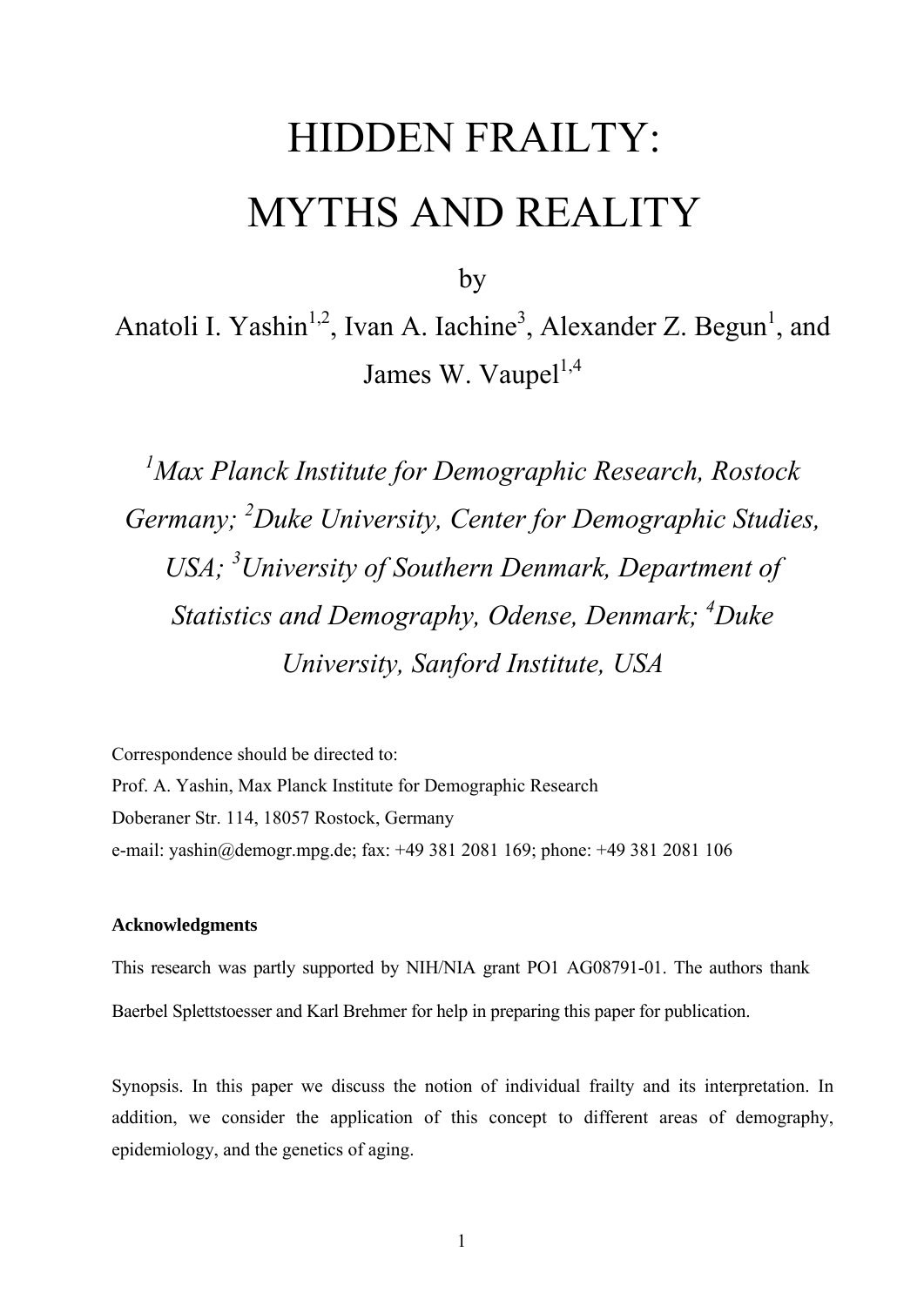# HIDDEN FRAILTY: MYTHS AND REALITY

by

Anatoli I. Yashin[1,2], Ivan A. Iachine[3], Alexander Z. Begun[1], and James W. Vaupel[1,4]

*[1]Max Planck Institute for Demographic Research, Rostock Germany; [2]Duke University, Center for Demographic Studies, USA; [3]University of Southern Denmark, Department of Statistics and Demography, Odense, Denmark; [4]Duke University, Sanford Institute, USA*

Correspondence should be directed to:
Prof. A. Yashin, Max Planck Institute for Demographic Research
Doberaner Str. 114, 18057 Rostock, Germany
e-mail: yashin@demogr.mpg.de; fax: +49 381 2081 169; phone: +49 381 2081 106

**Acknowledgments**

This research was partly supported by NIH/NIA grant PO1 AG08791-01. The authors thank Baerbel Splettstoesser and Karl Brehmer for help in preparing this paper for publication.

Synopsis. In this paper we discuss the notion of individual frailty and its interpretation. In addition, we consider the application of this concept to different areas of demography, epidemiology, and the genetics of aging.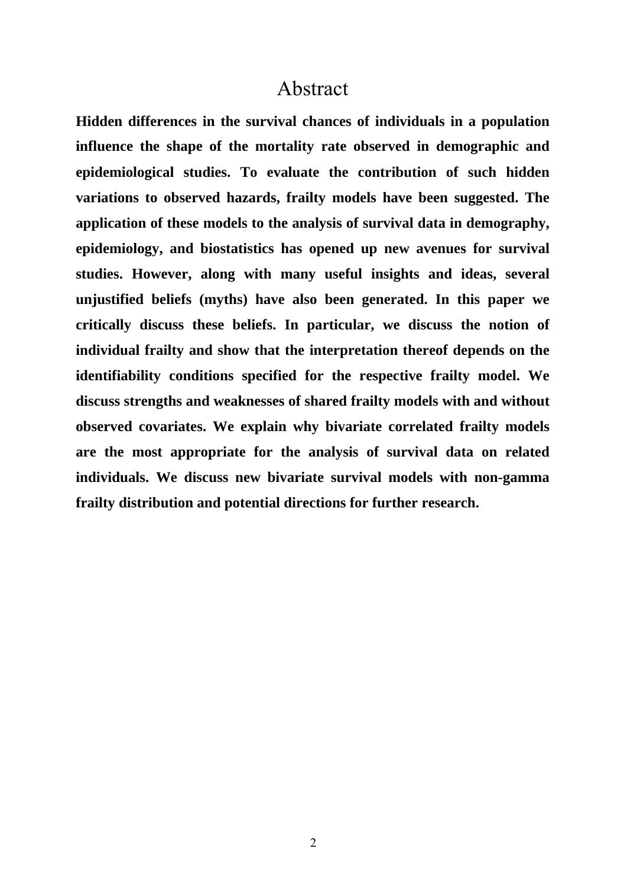# Abstract

**Hidden differences in the survival chances of individuals in a population influence the shape of the mortality rate observed in demographic and epidemiological studies. To evaluate the contribution of such hidden variations to observed hazards, frailty models have been suggested. The application of these models to the analysis of survival data in demography, epidemiology, and biostatistics has opened up new avenues for survival studies. However, along with many useful insights and ideas, several unjustified beliefs (myths) have also been generated. In this paper we critically discuss these beliefs. In particular, we discuss the notion of individual frailty and show that the interpretation thereof depends on the identifiability conditions specified for the respective frailty model. We discuss strengths and weaknesses of shared frailty models with and without observed covariates. We explain why bivariate correlated frailty models are the most appropriate for the analysis of survival data on related individuals. We discuss new bivariate survival models with non-gamma frailty distribution and potential directions for further research.**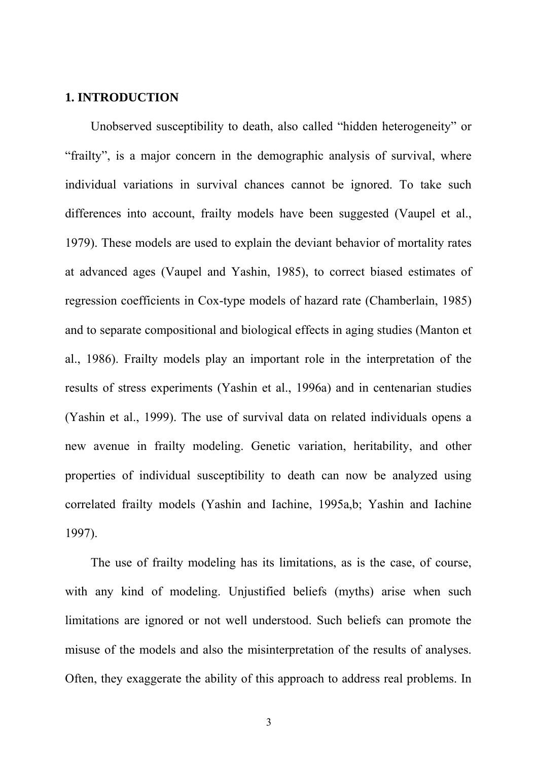## 1. INTRODUCTION

Unobserved susceptibility to death, also called "hidden heterogeneity" or "frailty", is a major concern in the demographic analysis of survival, where individual variations in survival chances cannot be ignored. To take such differences into account, frailty models have been suggested (Vaupel et al., 1979). These models are used to explain the deviant behavior of mortality rates at advanced ages (Vaupel and Yashin, 1985), to correct biased estimates of regression coefficients in Cox-type models of hazard rate (Chamberlain, 1985) and to separate compositional and biological effects in aging studies (Manton et al., 1986). Frailty models play an important role in the interpretation of the results of stress experiments (Yashin et al., 1996a) and in centenarian studies (Yashin et al., 1999). The use of survival data on related individuals opens a new avenue in frailty modeling. Genetic variation, heritability, and other properties of individual susceptibility to death can now be analyzed using correlated frailty models (Yashin and Iachine, 1995a,b; Yashin and Iachine 1997).

The use of frailty modeling has its limitations, as is the case, of course, with any kind of modeling. Unjustified beliefs (myths) arise when such limitations are ignored or not well understood. Such beliefs can promote the misuse of the models and also the misinterpretation of the results of analyses. Often, they exaggerate the ability of this approach to address real problems. In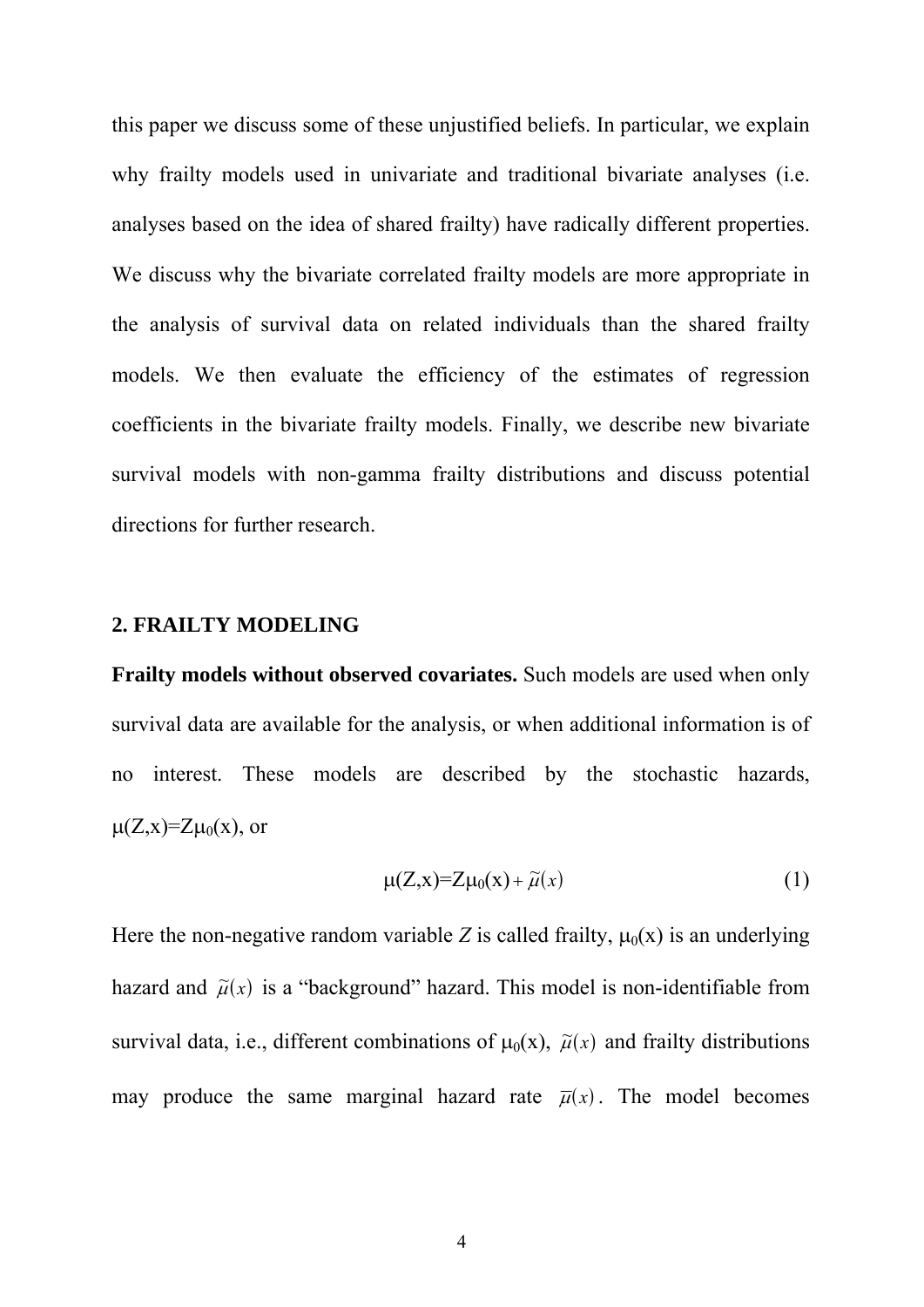this paper we discuss some of these unjustified beliefs. In particular, we explain why frailty models used in univariate and traditional bivariate analyses (i.e. analyses based on the idea of shared frailty) have radically different properties. We discuss why the bivariate correlated frailty models are more appropriate in the analysis of survival data on related individuals than the shared frailty models. We then evaluate the efficiency of the estimates of regression coefficients in the bivariate frailty models. Finally, we describe new bivariate survival models with non-gamma frailty distributions and discuss potential directions for further research.

## 2. FRAILTY MODELING

**Frailty models without observed covariates.** Such models are used when only survival data are available for the analysis, or when additional information is of no interest. These models are described by the stochastic hazards, $\mu(Z,x)=Z\mu_0(x)$, or

$$\mu(Z,x)=Z\mu_0(x)+\tilde{\mu}(x) \tag{1}$$

Here the non-negative random variable $Z$ is called frailty, $\mu_0(x)$ is an underlying hazard and $\tilde{\mu}(x)$ is a "background" hazard. This model is non-identifiable from survival data, i.e., different combinations of $\mu_0(x)$, $\tilde{\mu}(x)$ and frailty distributions may produce the same marginal hazard rate $\bar{\mu}(x)$. The model becomes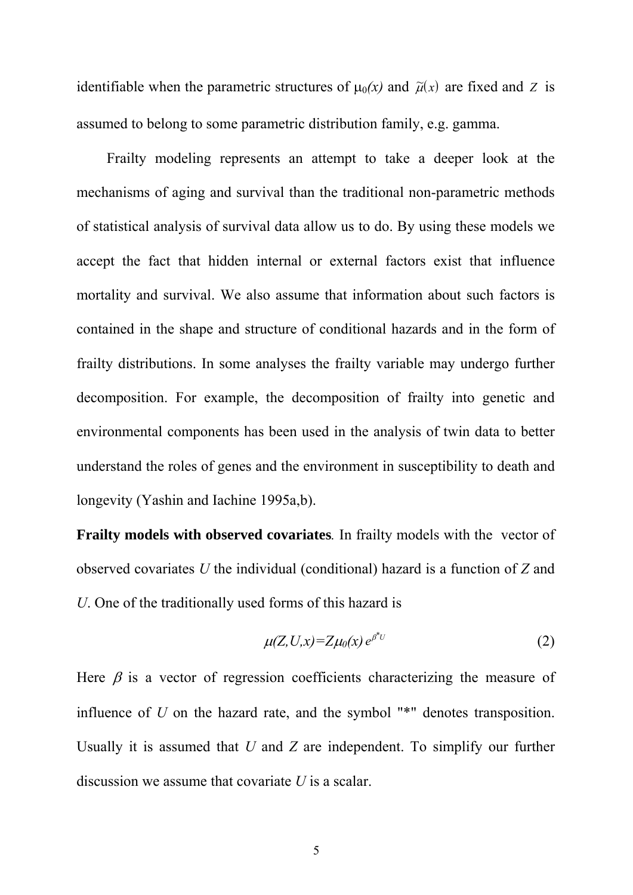identifiable when the parametric structures of $\mu_0(x)$ and $\tilde{\mu}(x)$ are fixed and $Z$ is assumed to belong to some parametric distribution family, e.g. gamma.

Frailty modeling represents an attempt to take a deeper look at the mechanisms of aging and survival than the traditional non-parametric methods of statistical analysis of survival data allow us to do. By using these models we accept the fact that hidden internal or external factors exist that influence mortality and survival. We also assume that information about such factors is contained in the shape and structure of conditional hazards and in the form of frailty distributions. In some analyses the frailty variable may undergo further decomposition. For example, the decomposition of frailty into genetic and environmental components has been used in the analysis of twin data to better understand the roles of genes and the environment in susceptibility to death and longevity (Yashin and Iachine 1995a,b).

**Frailty models with observed covariates**. In frailty models with the vector of observed covariates $U$ the individual (conditional) hazard is a function of $Z$ and $U$. One of the traditionally used forms of this hazard is

$$\mu(Z,U,x)=Z\mu_0(x)\, e^{\beta^* U} \tag{2}$$

Here $\beta$ is a vector of regression coefficients characterizing the measure of influence of $U$ on the hazard rate, and the symbol "*" denotes transposition. Usually it is assumed that $U$ and $Z$ are independent. To simplify our further discussion we assume that covariate $U$ is a scalar.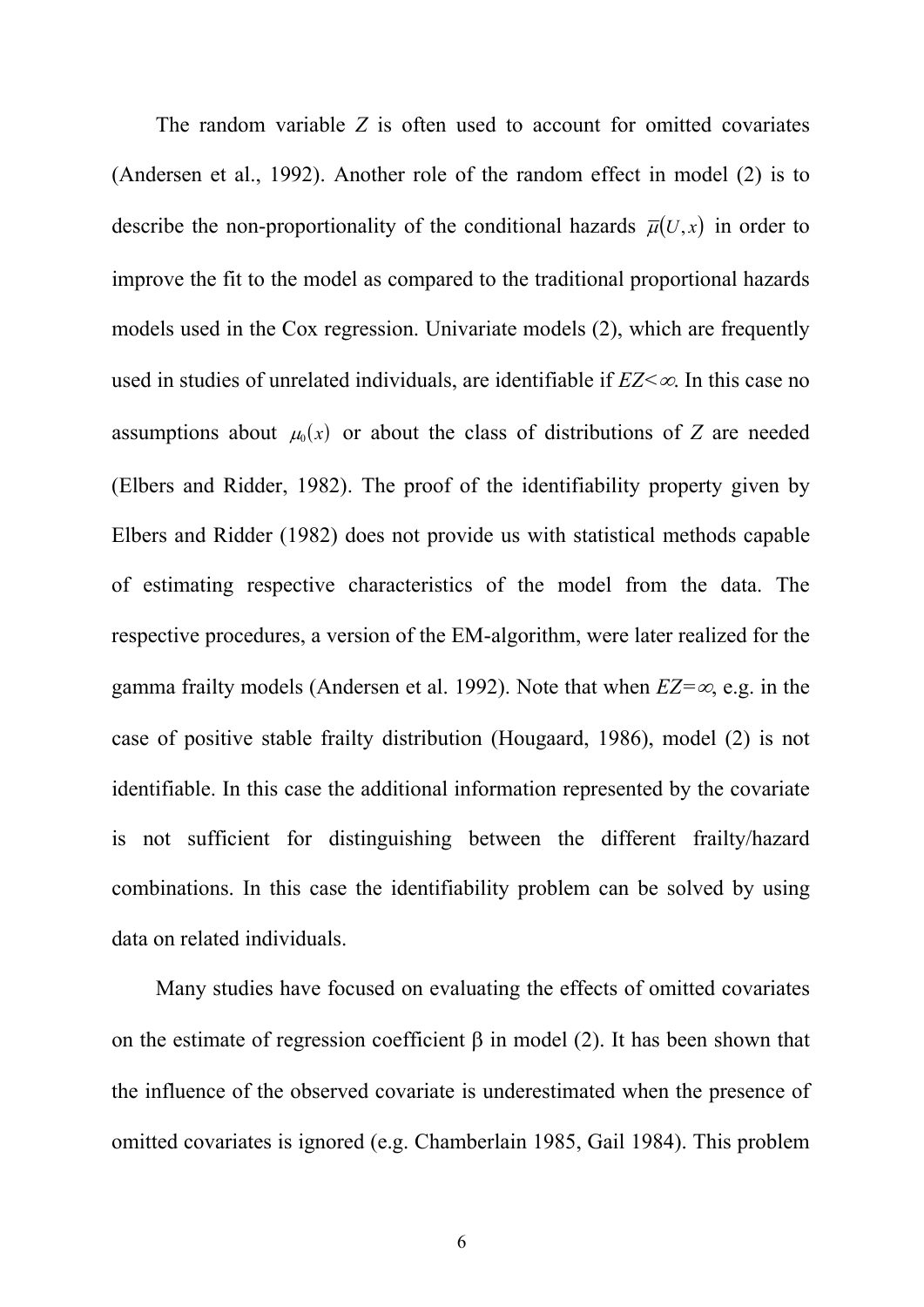The random variable $Z$ is often used to account for omitted covariates (Andersen et al., 1992). Another role of the random effect in model (2) is to describe the non-proportionality of the conditional hazards $\overline{\mu}(U,x)$ in order to improve the fit to the model as compared to the traditional proportional hazards models used in the Cox regression. Univariate models (2), which are frequently used in studies of unrelated individuals, are identifiable if $EZ<\infty$. In this case no assumptions about $\mu_0(x)$ or about the class of distributions of $Z$ are needed (Elbers and Ridder, 1982). The proof of the identifiability property given by Elbers and Ridder (1982) does not provide us with statistical methods capable of estimating respective characteristics of the model from the data. The respective procedures, a version of the EM-algorithm, were later realized for the gamma frailty models (Andersen et al. 1992). Note that when $EZ=\infty$, e.g. in the case of positive stable frailty distribution (Hougaard, 1986), model (2) is not identifiable. In this case the additional information represented by the covariate is not sufficient for distinguishing between the different frailty/hazard combinations. In this case the identifiability problem can be solved by using data on related individuals.

Many studies have focused on evaluating the effects of omitted covariates on the estimate of regression coefficient $\beta$ in model (2). It has been shown that the influence of the observed covariate is underestimated when the presence of omitted covariates is ignored (e.g. Chamberlain 1985, Gail 1984). This problem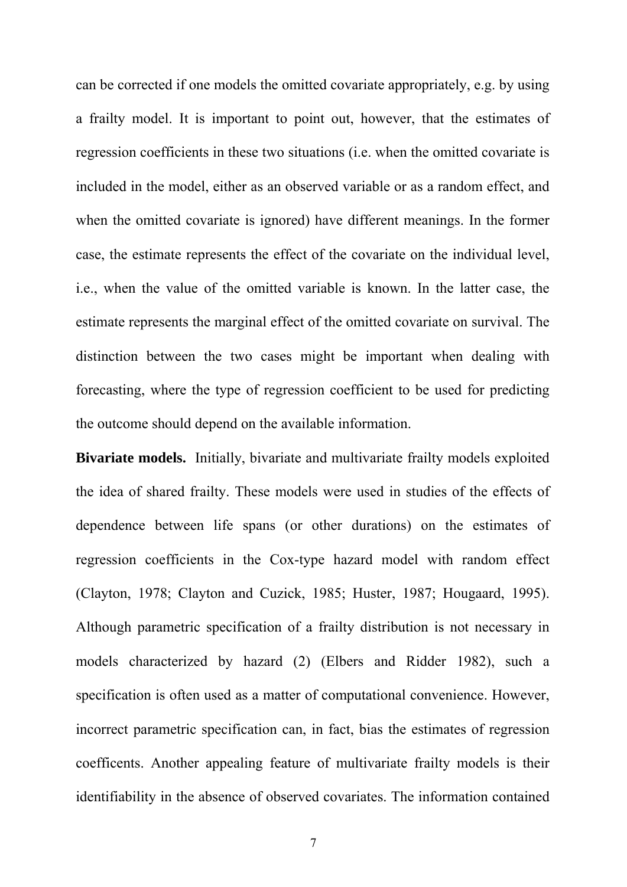can be corrected if one models the omitted covariate appropriately, e.g. by using a frailty model. It is important to point out, however, that the estimates of regression coefficients in these two situations (i.e. when the omitted covariate is included in the model, either as an observed variable or as a random effect, and when the omitted covariate is ignored) have different meanings. In the former case, the estimate represents the effect of the covariate on the individual level, i.e., when the value of the omitted variable is known. In the latter case, the estimate represents the marginal effect of the omitted covariate on survival. The distinction between the two cases might be important when dealing with forecasting, where the type of regression coefficient to be used for predicting the outcome should depend on the available information.

**Bivariate models.** Initially, bivariate and multivariate frailty models exploited the idea of shared frailty. These models were used in studies of the effects of dependence between life spans (or other durations) on the estimates of regression coefficients in the Cox-type hazard model with random effect (Clayton, 1978; Clayton and Cuzick, 1985; Huster, 1987; Hougaard, 1995). Although parametric specification of a frailty distribution is not necessary in models characterized by hazard (2) (Elbers and Ridder 1982), such a specification is often used as a matter of computational convenience. However, incorrect parametric specification can, in fact, bias the estimates of regression coefficents. Another appealing feature of multivariate frailty models is their identifiability in the absence of observed covariates. The information contained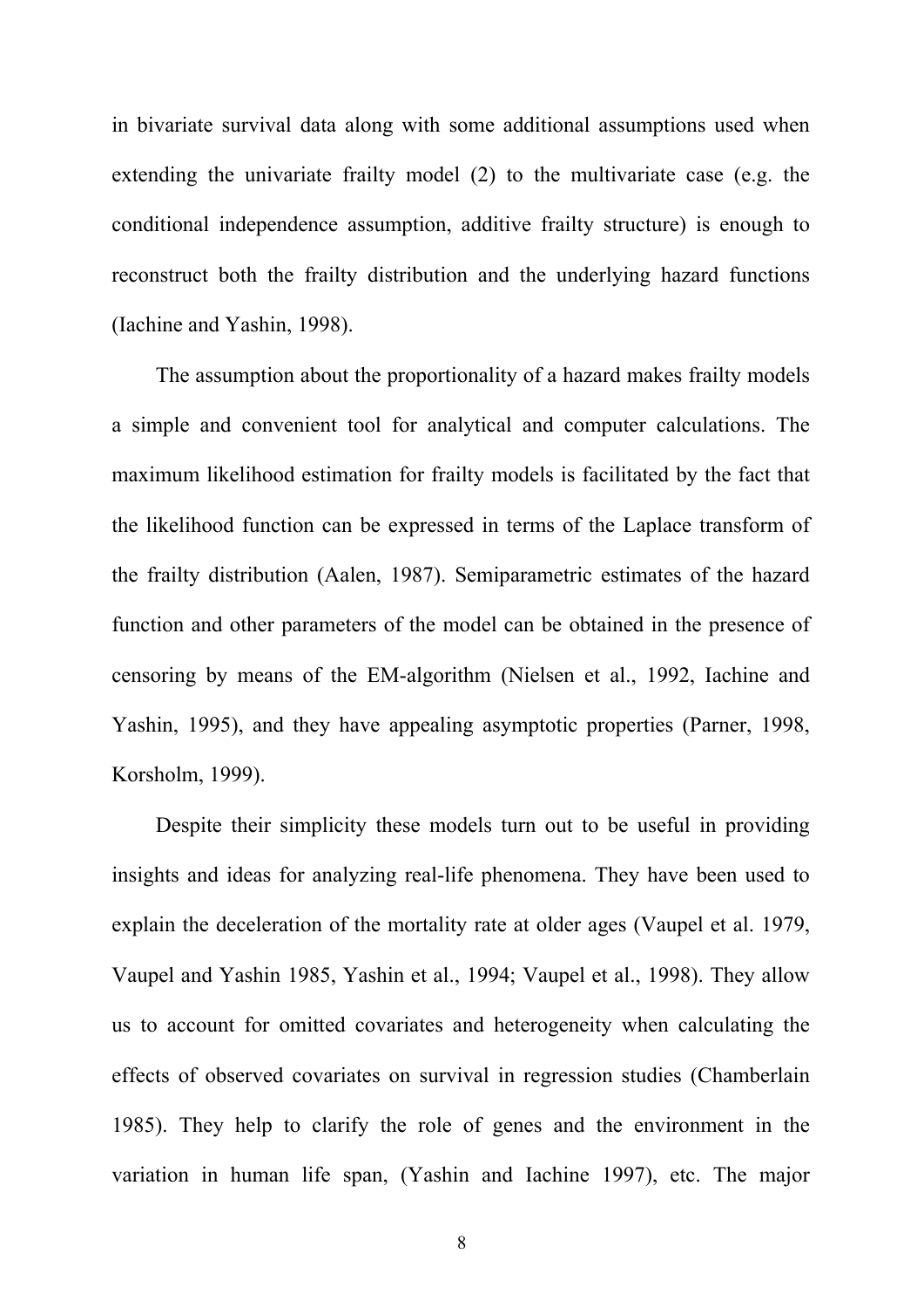in bivariate survival data along with some additional assumptions used when extending the univariate frailty model (2) to the multivariate case (e.g. the conditional independence assumption, additive frailty structure) is enough to reconstruct both the frailty distribution and the underlying hazard functions (Iachine and Yashin, 1998).

The assumption about the proportionality of a hazard makes frailty models a simple and convenient tool for analytical and computer calculations. The maximum likelihood estimation for frailty models is facilitated by the fact that the likelihood function can be expressed in terms of the Laplace transform of the frailty distribution (Aalen, 1987). Semiparametric estimates of the hazard function and other parameters of the model can be obtained in the presence of censoring by means of the EM-algorithm (Nielsen et al., 1992, Iachine and Yashin, 1995), and they have appealing asymptotic properties (Parner, 1998, Korsholm, 1999).

Despite their simplicity these models turn out to be useful in providing insights and ideas for analyzing real-life phenomena. They have been used to explain the deceleration of the mortality rate at older ages (Vaupel et al. 1979, Vaupel and Yashin 1985, Yashin et al., 1994; Vaupel et al., 1998). They allow us to account for omitted covariates and heterogeneity when calculating the effects of observed covariates on survival in regression studies (Chamberlain 1985). They help to clarify the role of genes and the environment in the variation in human life span, (Yashin and Iachine 1997), etc. The major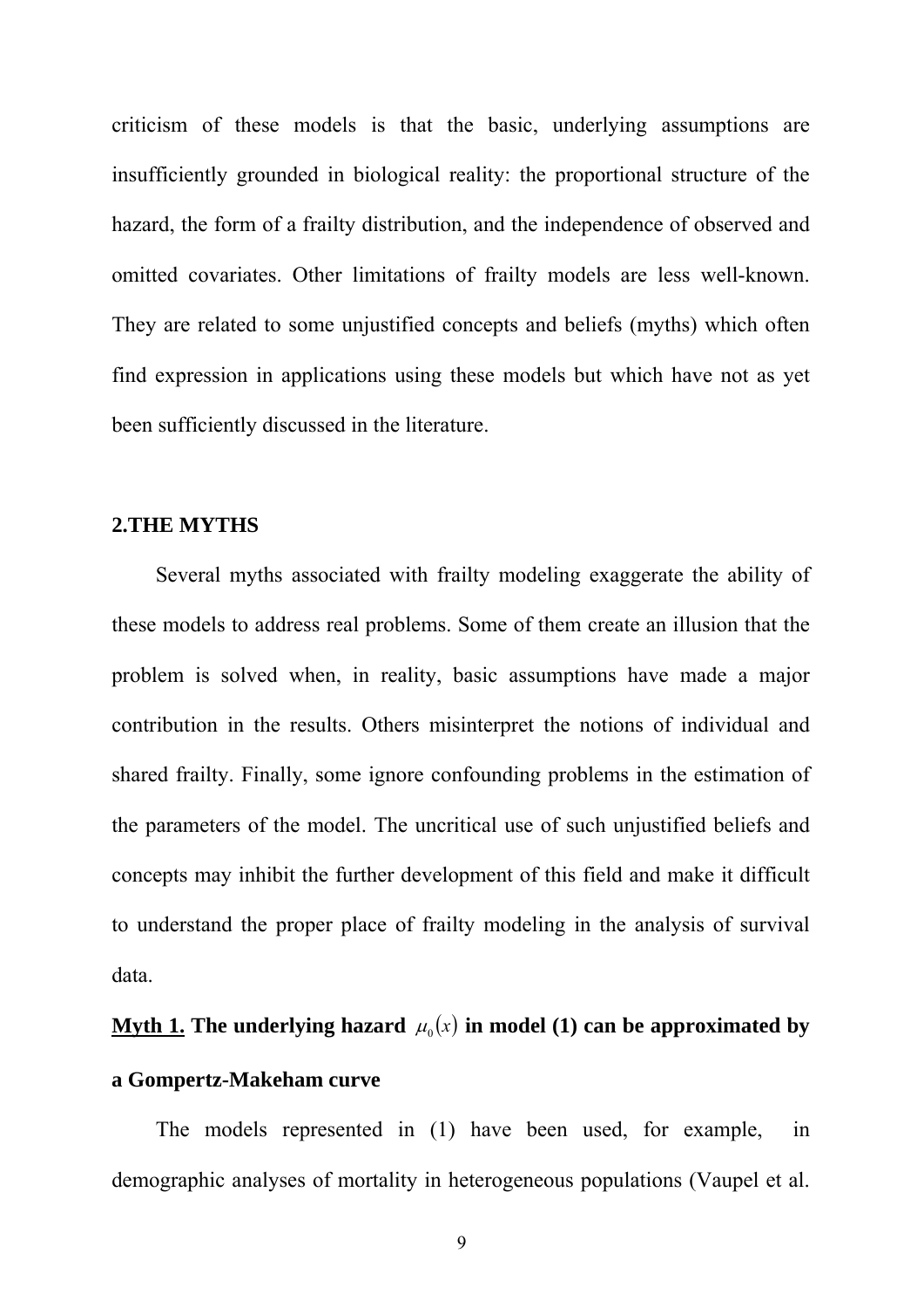criticism of these models is that the basic, underlying assumptions are insufficiently grounded in biological reality: the proportional structure of the hazard, the form of a frailty distribution, and the independence of observed and omitted covariates. Other limitations of frailty models are less well-known. They are related to some unjustified concepts and beliefs (myths) which often find expression in applications using these models but which have not as yet been sufficiently discussed in the literature.

## 2.THE MYTHS

Several myths associated with frailty modeling exaggerate the ability of these models to address real problems. Some of them create an illusion that the problem is solved when, in reality, basic assumptions have made a major contribution in the results. Others misinterpret the notions of individual and shared frailty. Finally, some ignore confounding problems in the estimation of the parameters of the model. The uncritical use of such unjustified beliefs and concepts may inhibit the further development of this field and make it difficult to understand the proper place of frailty modeling in the analysis of survival data.

**Myth 1. The underlying hazard $\mu_0(x)$ in model (1) can be approximated by a Gompertz-Makeham curve**

The models represented in (1) have been used, for example, in demographic analyses of mortality in heterogeneous populations (Vaupel et al.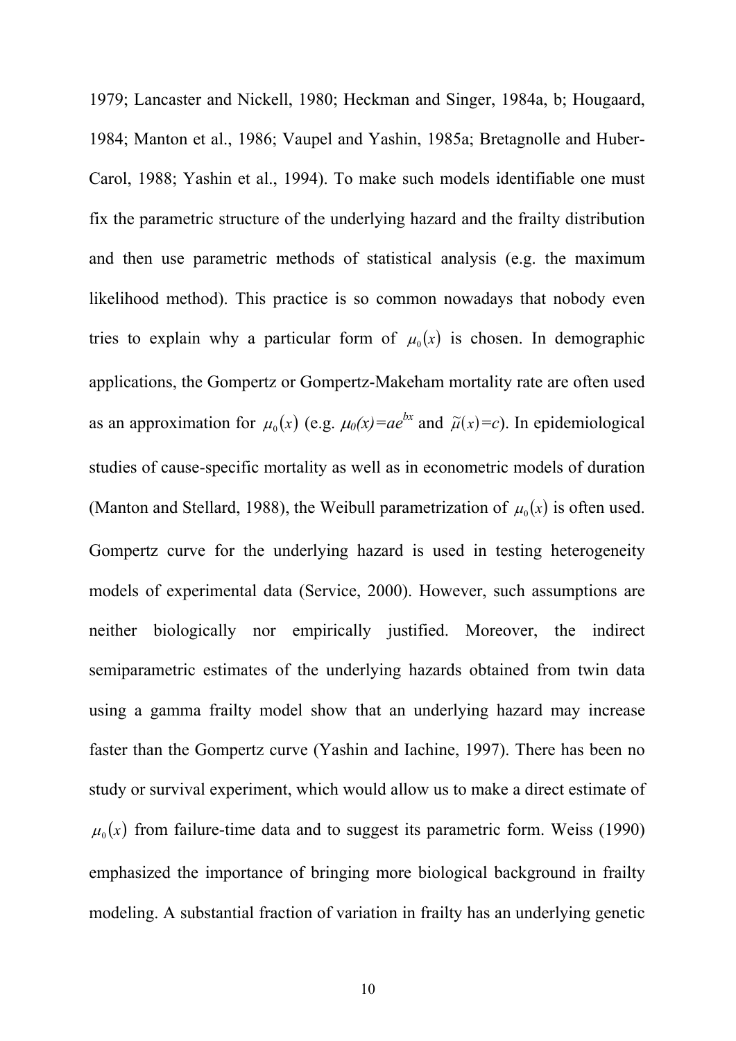1979; Lancaster and Nickell, 1980; Heckman and Singer, 1984a, b; Hougaard, 1984; Manton et al., 1986; Vaupel and Yashin, 1985a; Bretagnolle and Huber-Carol, 1988; Yashin et al., 1994). To make such models identifiable one must fix the parametric structure of the underlying hazard and the frailty distribution and then use parametric methods of statistical analysis (e.g. the maximum likelihood method). This practice is so common nowadays that nobody even tries to explain why a particular form of $\mu_0(x)$ is chosen. In demographic applications, the Gompertz or Gompertz-Makeham mortality rate are often used as an approximation for $\mu_0(x)$ (e.g. $\mu_0(x)=ae^{bx}$ and $\tilde{\mu}(x)=c$). In epidemiological studies of cause-specific mortality as well as in econometric models of duration (Manton and Stellard, 1988), the Weibull parametrization of $\mu_0(x)$ is often used. Gompertz curve for the underlying hazard is used in testing heterogeneity models of experimental data (Service, 2000). However, such assumptions are neither biologically nor empirically justified. Moreover, the indirect semiparametric estimates of the underlying hazards obtained from twin data using a gamma frailty model show that an underlying hazard may increase faster than the Gompertz curve (Yashin and Iachine, 1997). There has been no study or survival experiment, which would allow us to make a direct estimate of $\mu_0(x)$ from failure-time data and to suggest its parametric form. Weiss (1990) emphasized the importance of bringing more biological background in frailty modeling. A substantial fraction of variation in frailty has an underlying genetic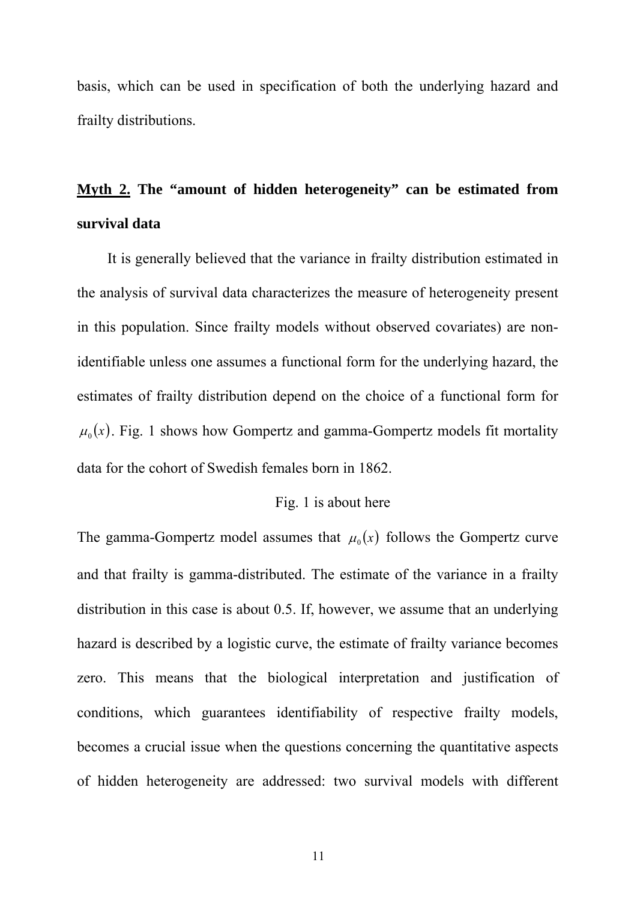basis, which can be used in specification of both the underlying hazard and frailty distributions.

## Myth 2. The "amount of hidden heterogeneity" can be estimated from survival data

It is generally believed that the variance in frailty distribution estimated in the analysis of survival data characterizes the measure of heterogeneity present in this population. Since frailty models without observed covariates) are non-identifiable unless one assumes a functional form for the underlying hazard, the estimates of frailty distribution depend on the choice of a functional form for $\mu_0(x)$. Fig. 1 shows how Gompertz and gamma-Gompertz models fit mortality data for the cohort of Swedish females born in 1862.

Fig. 1 is about here

The gamma-Gompertz model assumes that $\mu_0(x)$ follows the Gompertz curve and that frailty is gamma-distributed. The estimate of the variance in a frailty distribution in this case is about 0.5. If, however, we assume that an underlying hazard is described by a logistic curve, the estimate of frailty variance becomes zero. This means that the biological interpretation and justification of conditions, which guarantees identifiability of respective frailty models, becomes a crucial issue when the questions concerning the quantitative aspects of hidden heterogeneity are addressed: two survival models with different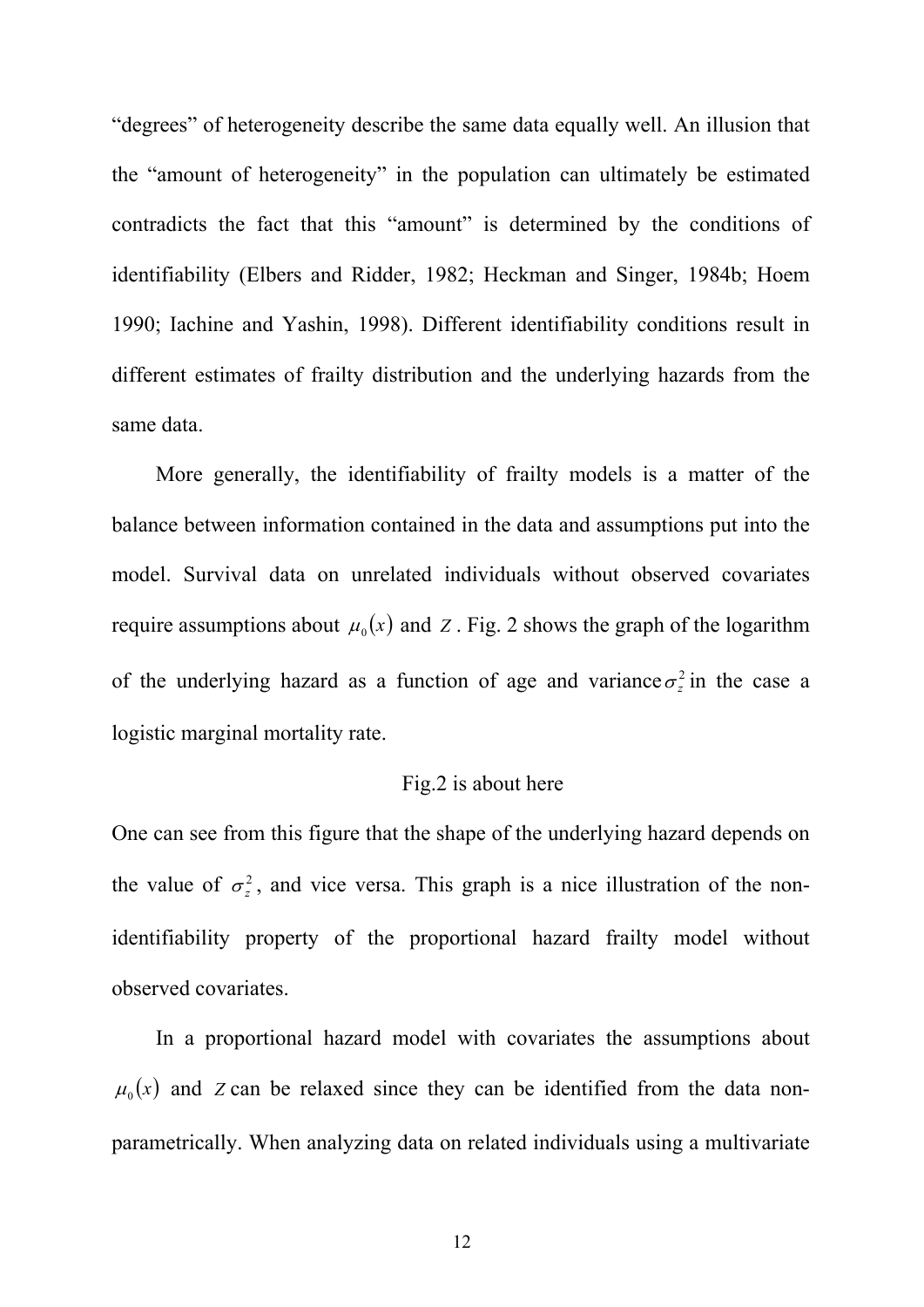"degrees" of heterogeneity describe the same data equally well. An illusion that the "amount of heterogeneity" in the population can ultimately be estimated contradicts the fact that this "amount" is determined by the conditions of identifiability (Elbers and Ridder, 1982; Heckman and Singer, 1984b; Hoem 1990; Iachine and Yashin, 1998). Different identifiability conditions result in different estimates of frailty distribution and the underlying hazards from the same data.

More generally, the identifiability of frailty models is a matter of the balance between information contained in the data and assumptions put into the model. Survival data on unrelated individuals without observed covariates require assumptions about $\mu_0(x)$ and $Z$. Fig. 2 shows the graph of the logarithm of the underlying hazard as a function of age and variance $\sigma_z^2$ in the case a logistic marginal mortality rate.

Fig.2 is about here

One can see from this figure that the shape of the underlying hazard depends on the value of $\sigma_z^2$, and vice versa. This graph is a nice illustration of the non-identifiability property of the proportional hazard frailty model without observed covariates.

In a proportional hazard model with covariates the assumptions about $\mu_0(x)$ and $Z$ can be relaxed since they can be identified from the data non-parametrically. When analyzing data on related individuals using a multivariate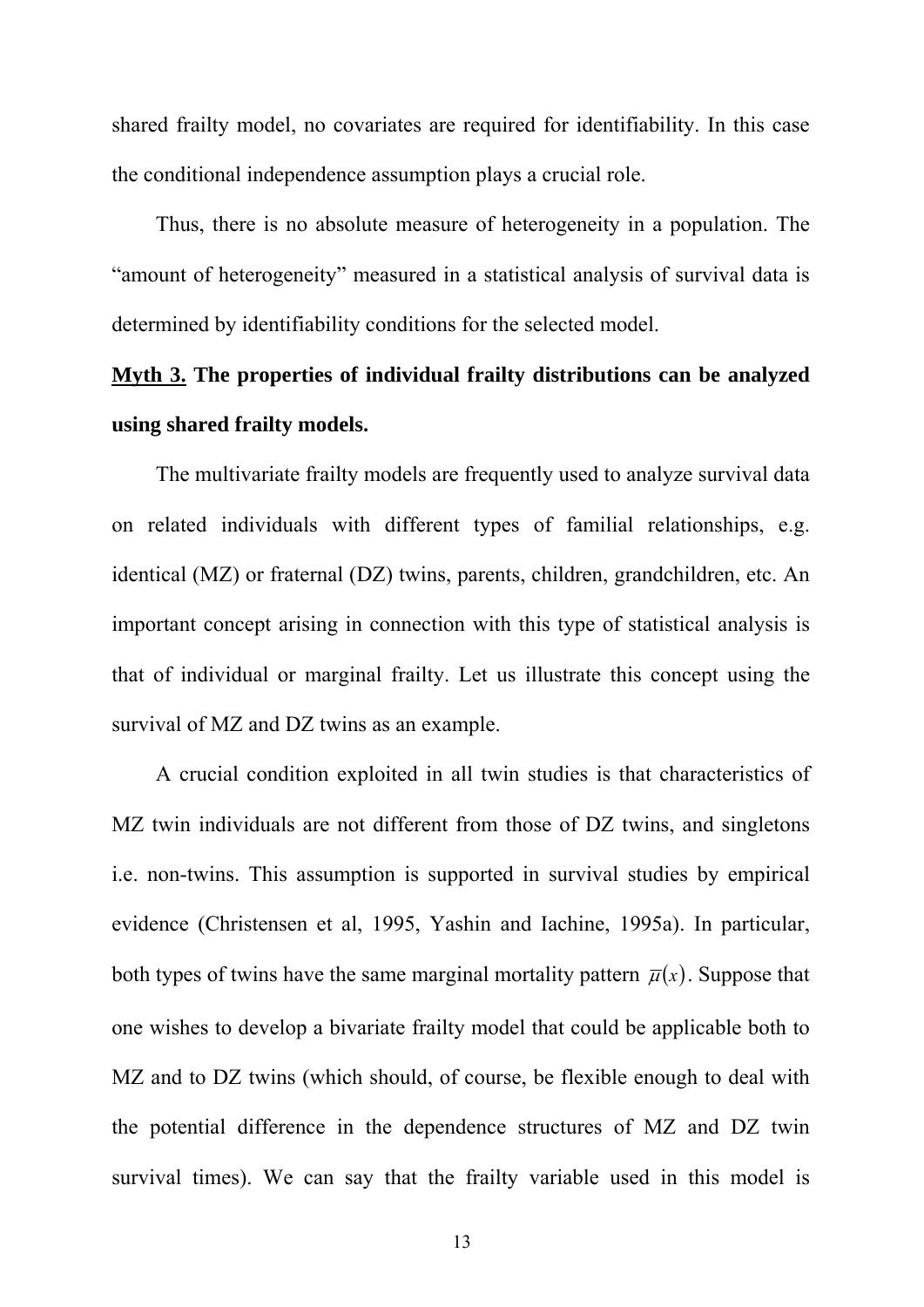shared frailty model, no covariates are required for identifiability. In this case the conditional independence assumption plays a crucial role.

Thus, there is no absolute measure of heterogeneity in a population. The "amount of heterogeneity" measured in a statistical analysis of survival data is determined by identifiability conditions for the selected model.

**Myth 3. The properties of individual frailty distributions can be analyzed using shared frailty models.**

The multivariate frailty models are frequently used to analyze survival data on related individuals with different types of familial relationships, e.g. identical (MZ) or fraternal (DZ) twins, parents, children, grandchildren, etc. An important concept arising in connection with this type of statistical analysis is that of individual or marginal frailty. Let us illustrate this concept using the survival of MZ and DZ twins as an example.

A crucial condition exploited in all twin studies is that characteristics of MZ twin individuals are not different from those of DZ twins, and singletons i.e. non-twins. This assumption is supported in survival studies by empirical evidence (Christensen et al, 1995, Yashin and Iachine, 1995a). In particular, both types of twins have the same marginal mortality pattern $\overline{\mu}(x)$. Suppose that one wishes to develop a bivariate frailty model that could be applicable both to MZ and to DZ twins (which should, of course, be flexible enough to deal with the potential difference in the dependence structures of MZ and DZ twin survival times). We can say that the frailty variable used in this model is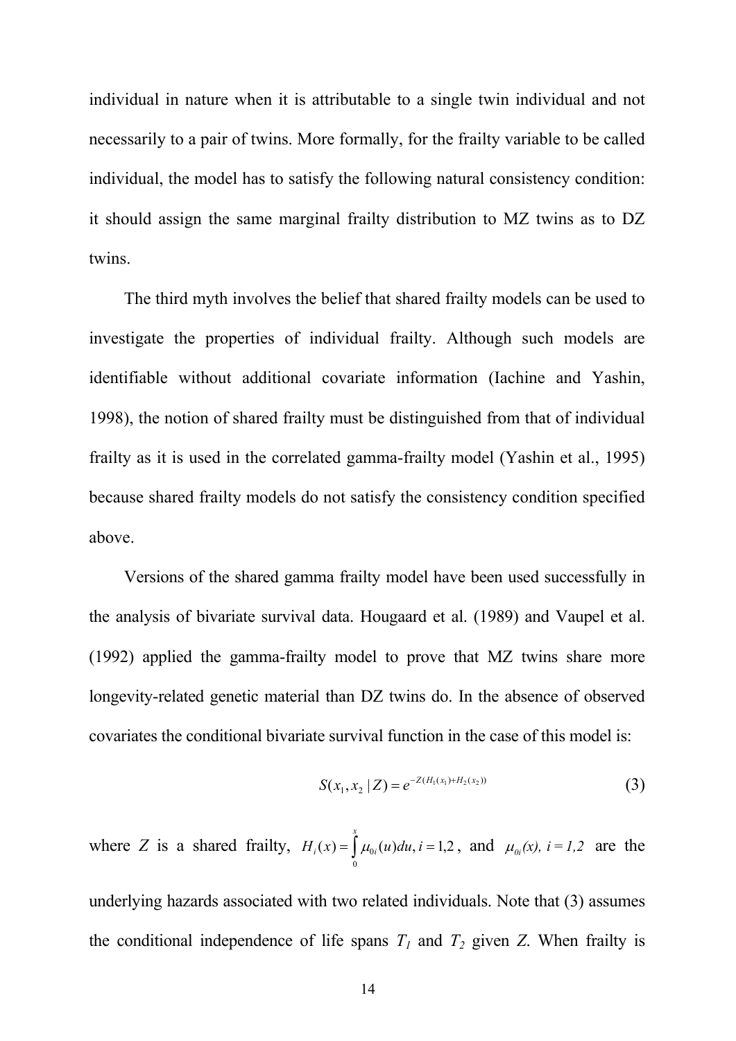individual in nature when it is attributable to a single twin individual and not necessarily to a pair of twins. More formally, for the frailty variable to be called individual, the model has to satisfy the following natural consistency condition: it should assign the same marginal frailty distribution to MZ twins as to DZ twins.

The third myth involves the belief that shared frailty models can be used to investigate the properties of individual frailty. Although such models are identifiable without additional covariate information (Iachine and Yashin, 1998), the notion of shared frailty must be distinguished from that of individual frailty as it is used in the correlated gamma-frailty model (Yashin et al., 1995) because shared frailty models do not satisfy the consistency condition specified above.

Versions of the shared gamma frailty model have been used successfully in the analysis of bivariate survival data. Hougaard et al. (1989) and Vaupel et al. (1992) applied the gamma-frailty model to prove that MZ twins share more longevity-related genetic material than DZ twins do. In the absence of observed covariates the conditional bivariate survival function in the case of this model is:

$$S(x_1, x_2 \mid Z) = e^{-Z(H_1(x_1)+H_2(x_2))} \tag{3}$$

where $Z$ is a shared frailty, $H_i(x) = \int_0^x \mu_{0i}(u)du, i = 1,2$, and $\mu_{0i}(x), i = 1,2$ are the underlying hazards associated with two related individuals. Note that (3) assumes the conditional independence of life spans $T_1$ and $T_2$ given $Z$. When frailty is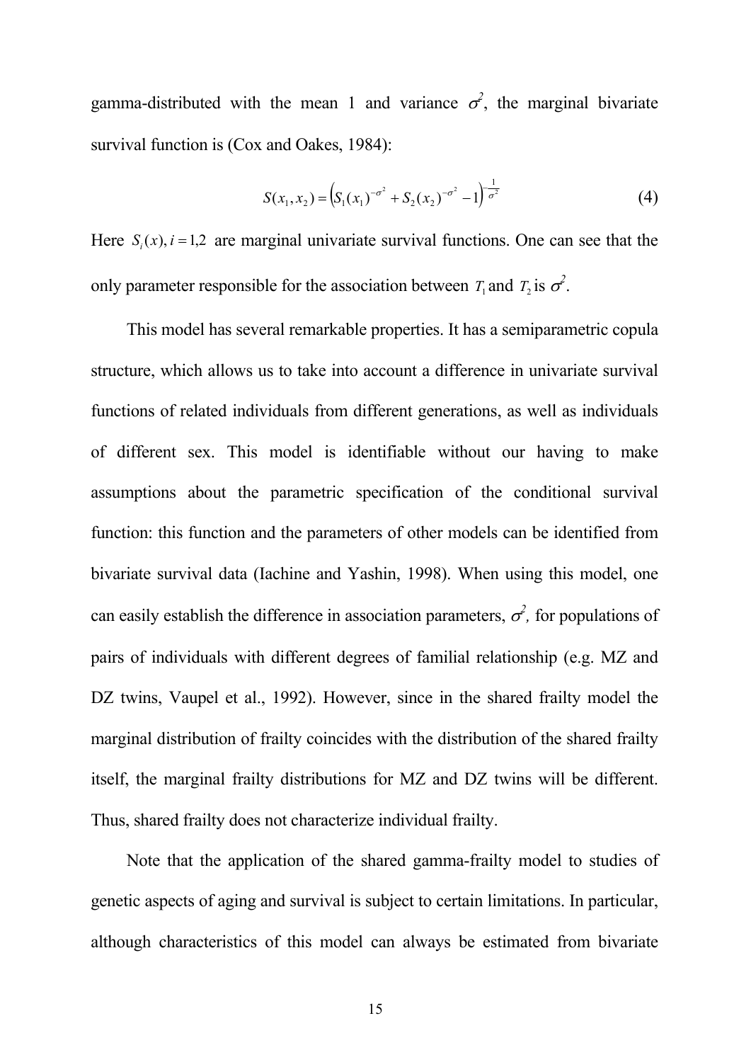gamma-distributed with the mean 1 and variance $\sigma^2$, the marginal bivariate survival function is (Cox and Oakes, 1984):

$$S(x_1, x_2) = \left(S_1(x_1)^{-\sigma^2} + S_2(x_2)^{-\sigma^2} - 1\right)^{-\frac{1}{\sigma^2}} \quad (4)$$

Here $S_i(x), i = 1,2$ are marginal univariate survival functions. One can see that the only parameter responsible for the association between $T_1$ and $T_2$ is $\sigma^2$.

This model has several remarkable properties. It has a semiparametric copula structure, which allows us to take into account a difference in univariate survival functions of related individuals from different generations, as well as individuals of different sex. This model is identifiable without our having to make assumptions about the parametric specification of the conditional survival function: this function and the parameters of other models can be identified from bivariate survival data (Iachine and Yashin, 1998). When using this model, one can easily establish the difference in association parameters, $\sigma^2$, for populations of pairs of individuals with different degrees of familial relationship (e.g. MZ and DZ twins, Vaupel et al., 1992). However, since in the shared frailty model the marginal distribution of frailty coincides with the distribution of the shared frailty itself, the marginal frailty distributions for MZ and DZ twins will be different. Thus, shared frailty does not characterize individual frailty.

Note that the application of the shared gamma-frailty model to studies of genetic aspects of aging and survival is subject to certain limitations. In particular, although characteristics of this model can always be estimated from bivariate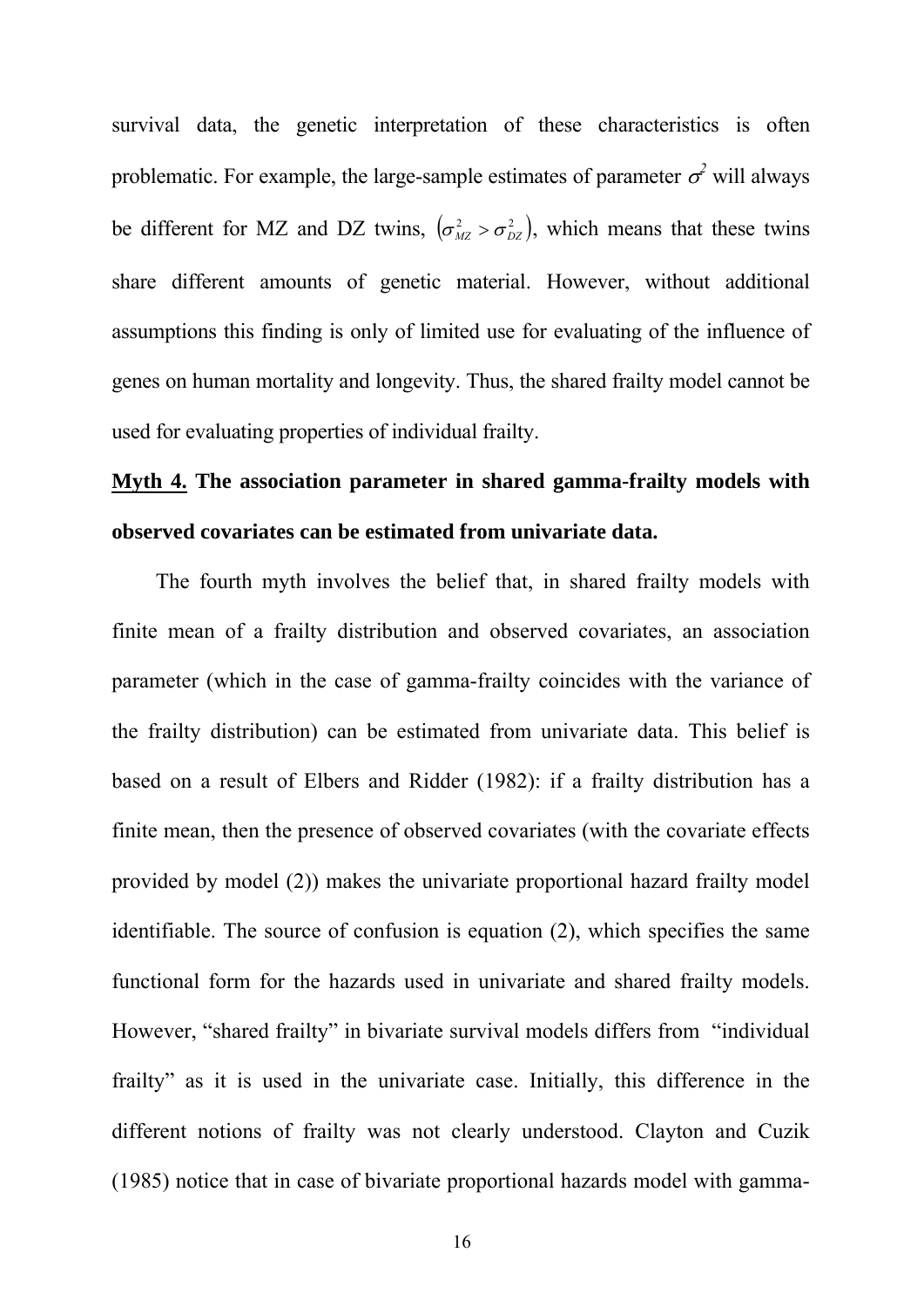survival data, the genetic interpretation of these characteristics is often problematic. For example, the large-sample estimates of parameter $\sigma^2$ will always be different for MZ and DZ twins, $\left(\sigma^2_{MZ} > \sigma^2_{DZ}\right)$, which means that these twins share different amounts of genetic material. However, without additional assumptions this finding is only of limited use for evaluating of the influence of genes on human mortality and longevity. Thus, the shared frailty model cannot be used for evaluating properties of individual frailty.

**<u>Myth 4.</u> The association parameter in shared gamma-frailty models with observed covariates can be estimated from univariate data.**

The fourth myth involves the belief that, in shared frailty models with finite mean of a frailty distribution and observed covariates, an association parameter (which in the case of gamma-frailty coincides with the variance of the frailty distribution) can be estimated from univariate data. This belief is based on a result of Elbers and Ridder (1982): if a frailty distribution has a finite mean, then the presence of observed covariates (with the covariate effects provided by model (2)) makes the univariate proportional hazard frailty model identifiable. The source of confusion is equation (2), which specifies the same functional form for the hazards used in univariate and shared frailty models. However, "shared frailty" in bivariate survival models differs from "individual frailty" as it is used in the univariate case. Initially, this difference in the different notions of frailty was not clearly understood. Clayton and Cuzik (1985) notice that in case of bivariate proportional hazards model with gamma-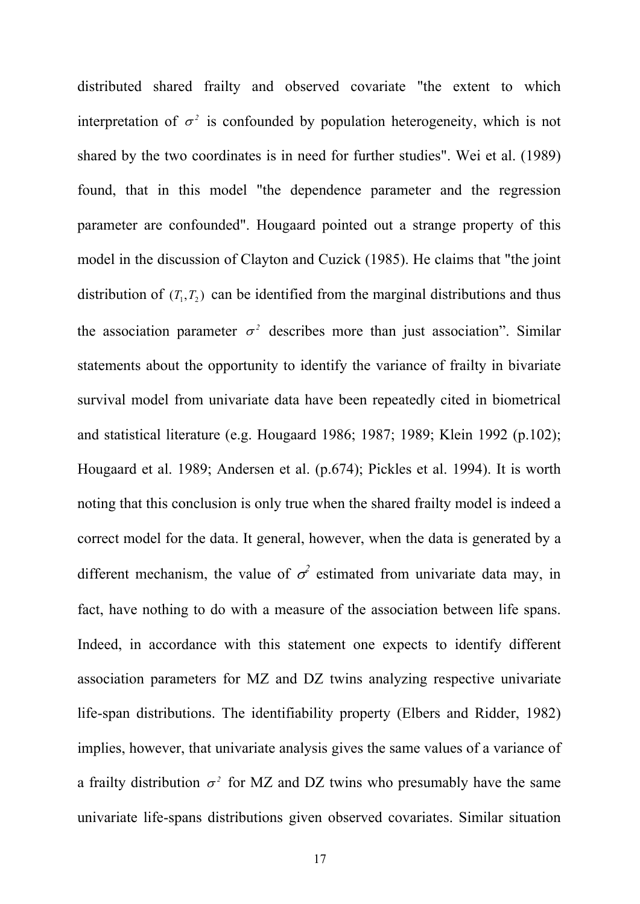distributed shared frailty and observed covariate "the extent to which interpretation of $\sigma^2$ is confounded by population heterogeneity, which is not shared by the two coordinates is in need for further studies". Wei et al. (1989) found, that in this model "the dependence parameter and the regression parameter are confounded". Hougaard pointed out a strange property of this model in the discussion of Clayton and Cuzick (1985). He claims that "the joint distribution of $(T_1, T_2)$ can be identified from the marginal distributions and thus the association parameter $\sigma^2$ describes more than just association". Similar statements about the opportunity to identify the variance of frailty in bivariate survival model from univariate data have been repeatedly cited in biometrical and statistical literature (e.g. Hougaard 1986; 1987; 1989; Klein 1992 (p.102); Hougaard et al. 1989; Andersen et al. (p.674); Pickles et al. 1994). It is worth noting that this conclusion is only true when the shared frailty model is indeed a correct model for the data. It general, however, when the data is generated by a different mechanism, the value of $\sigma^2$ estimated from univariate data may, in fact, have nothing to do with a measure of the association between life spans. Indeed, in accordance with this statement one expects to identify different association parameters for MZ and DZ twins analyzing respective univariate life-span distributions. The identifiability property (Elbers and Ridder, 1982) implies, however, that univariate analysis gives the same values of a variance of a frailty distribution $\sigma^2$ for MZ and DZ twins who presumably have the same univariate life-spans distributions given observed covariates. Similar situation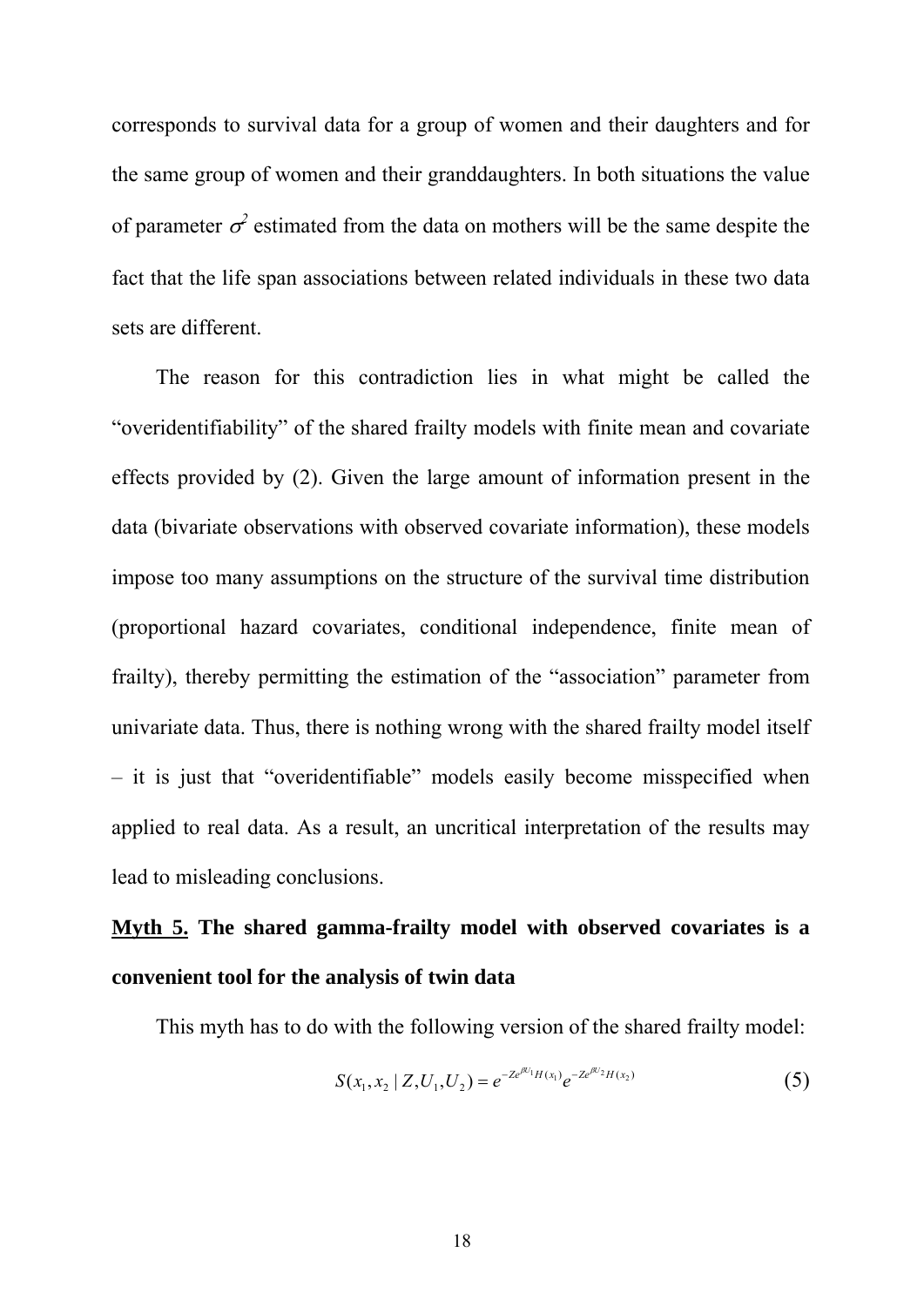corresponds to survival data for a group of women and their daughters and for the same group of women and their granddaughters. In both situations the value of parameter $\sigma^2$ estimated from the data on mothers will be the same despite the fact that the life span associations between related individuals in these two data sets are different.

The reason for this contradiction lies in what might be called the "overidentifiability" of the shared frailty models with finite mean and covariate effects provided by (2). Given the large amount of information present in the data (bivariate observations with observed covariate information), these models impose too many assumptions on the structure of the survival time distribution (proportional hazard covariates, conditional independence, finite mean of frailty), thereby permitting the estimation of the "association" parameter from univariate data. Thus, there is nothing wrong with the shared frailty model itself – it is just that "overidentifiable" models easily become misspecified when applied to real data. As a result, an uncritical interpretation of the results may lead to misleading conclusions.

**Myth 5. The shared gamma-frailty model with observed covariates is a convenient tool for the analysis of twin data**

This myth has to do with the following version of the shared frailty model:

$$S(x_1, x_2 \mid Z, U_1, U_2) = e^{-Ze^{\beta U_1}H(x_1)}e^{-Ze^{\beta U_2}H(x_2)} \tag{5}$$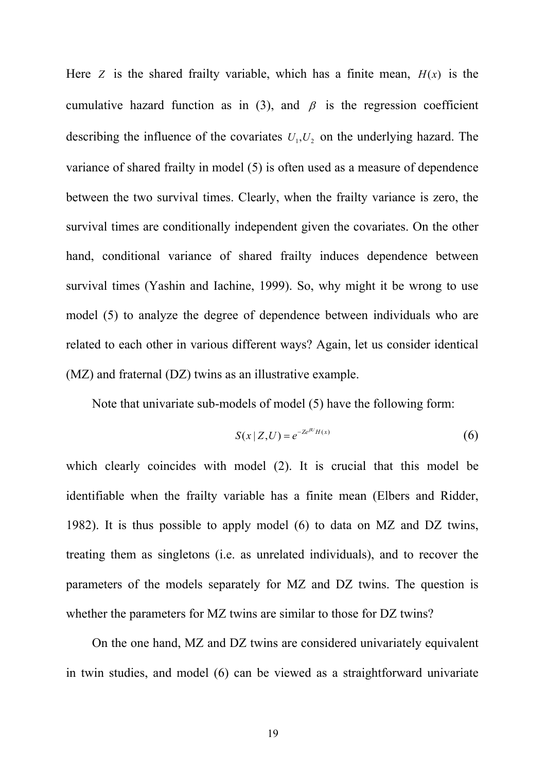Here $Z$ is the shared frailty variable, which has a finite mean, $H(x)$ is the cumulative hazard function as in (3), and $\beta$ is the regression coefficient describing the influence of the covariates $U_1, U_2$ on the underlying hazard. The variance of shared frailty in model (5) is often used as a measure of dependence between the two survival times. Clearly, when the frailty variance is zero, the survival times are conditionally independent given the covariates. On the other hand, conditional variance of shared frailty induces dependence between survival times (Yashin and Iachine, 1999). So, why might it be wrong to use model (5) to analyze the degree of dependence between individuals who are related to each other in various different ways? Again, let us consider identical (MZ) and fraternal (DZ) twins as an illustrative example.

Note that univariate sub-models of model (5) have the following form:

$$S(x \mid Z, U) = e^{-Ze^{\beta U} H(x)} \tag{6}$$

which clearly coincides with model (2). It is crucial that this model be identifiable when the frailty variable has a finite mean (Elbers and Ridder, 1982). It is thus possible to apply model (6) to data on MZ and DZ twins, treating them as singletons (i.e. as unrelated individuals), and to recover the parameters of the models separately for MZ and DZ twins. The question is whether the parameters for MZ twins are similar to those for DZ twins?

On the one hand, MZ and DZ twins are considered univariately equivalent in twin studies, and model (6) can be viewed as a straightforward univariate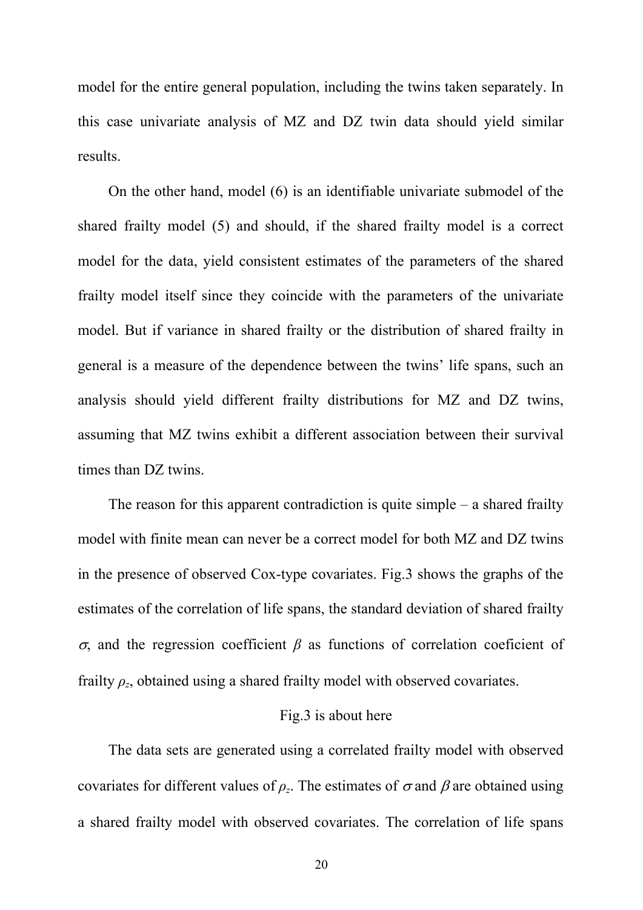model for the entire general population, including the twins taken separately. In this case univariate analysis of MZ and DZ twin data should yield similar results.

On the other hand, model (6) is an identifiable univariate submodel of the shared frailty model (5) and should, if the shared frailty model is a correct model for the data, yield consistent estimates of the parameters of the shared frailty model itself since they coincide with the parameters of the univariate model. But if variance in shared frailty or the distribution of shared frailty in general is a measure of the dependence between the twins' life spans, such an analysis should yield different frailty distributions for MZ and DZ twins, assuming that MZ twins exhibit a different association between their survival times than DZ twins.

The reason for this apparent contradiction is quite simple – a shared frailty model with finite mean can never be a correct model for both MZ and DZ twins in the presence of observed Cox-type covariates. Fig.3 shows the graphs of the estimates of the correlation of life spans, the standard deviation of shared frailty $\sigma$, and the regression coefficient $\beta$ as functions of correlation coeficient of frailty $\rho_z$, obtained using a shared frailty model with observed covariates.

Fig.3 is about here

The data sets are generated using a correlated frailty model with observed covariates for different values of $\rho_z$. The estimates of $\sigma$ and $\beta$ are obtained using a shared frailty model with observed covariates. The correlation of life spans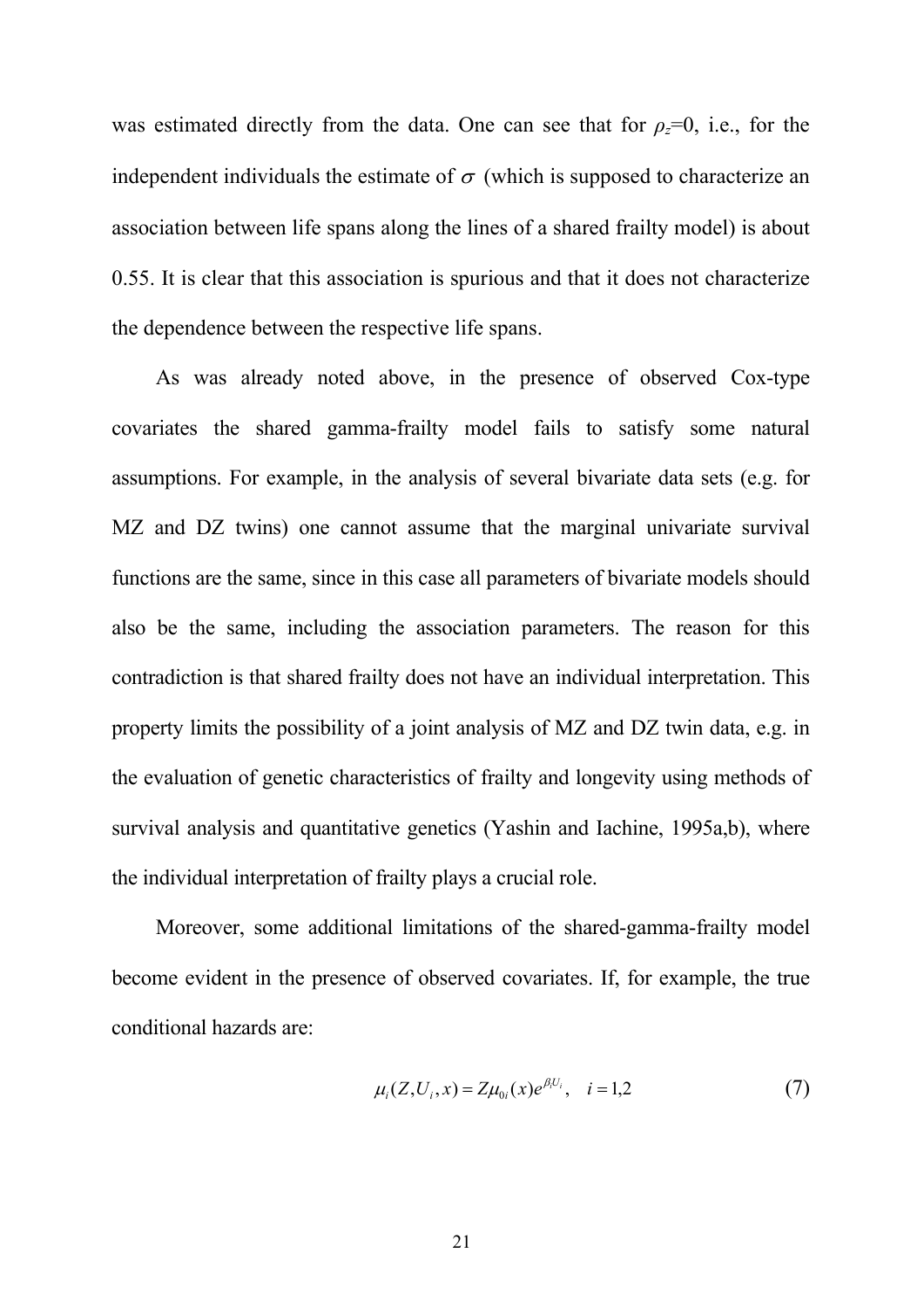was estimated directly from the data. One can see that for $\rho_z$=0, i.e., for the independent individuals the estimate of $\sigma$ (which is supposed to characterize an association between life spans along the lines of a shared frailty model) is about 0.55. It is clear that this association is spurious and that it does not characterize the dependence between the respective life spans.

As was already noted above, in the presence of observed Cox-type covariates the shared gamma-frailty model fails to satisfy some natural assumptions. For example, in the analysis of several bivariate data sets (e.g. for MZ and DZ twins) one cannot assume that the marginal univariate survival functions are the same, since in this case all parameters of bivariate models should also be the same, including the association parameters. The reason for this contradiction is that shared frailty does not have an individual interpretation. This property limits the possibility of a joint analysis of MZ and DZ twin data, e.g. in the evaluation of genetic characteristics of frailty and longevity using methods of survival analysis and quantitative genetics (Yashin and Iachine, 1995a,b), where the individual interpretation of frailty plays a crucial role.

Moreover, some additional limitations of the shared-gamma-frailty model become evident in the presence of observed covariates. If, for example, the true conditional hazards are:

$$\mu_i(Z, U_i, x) = Z\mu_{0i}(x)e^{\beta_i U_i}, \quad i = 1,2 \tag{7}$$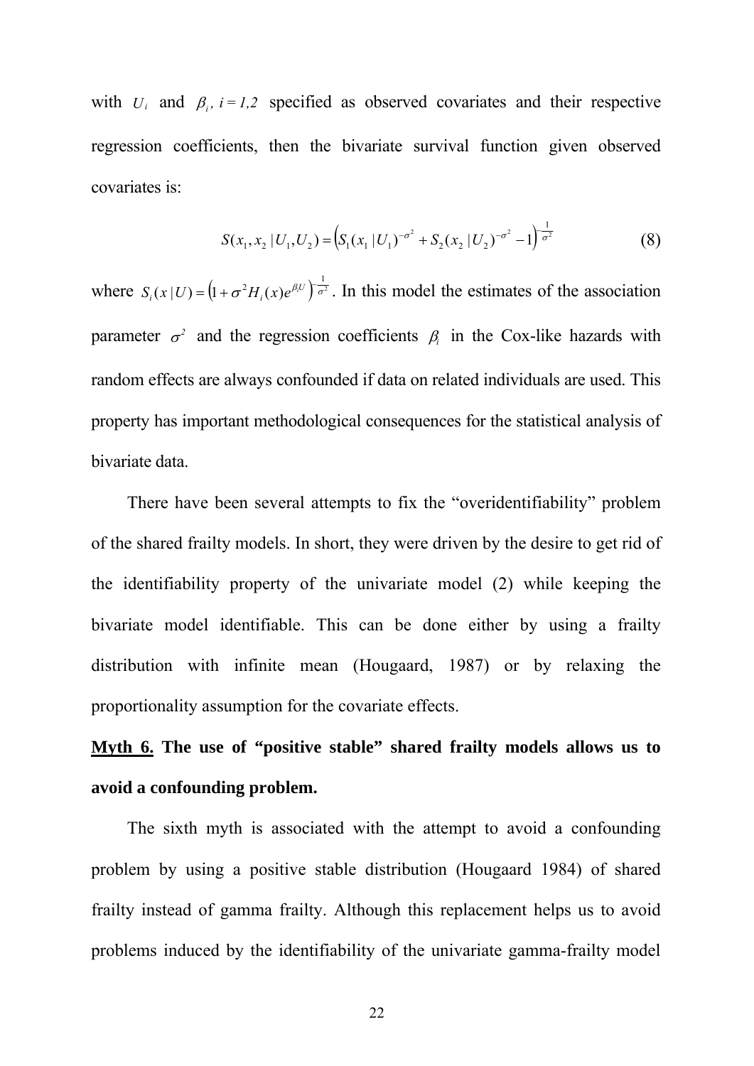with $U_i$ and $\beta_i$, $i = 1,2$ specified as observed covariates and their respective regression coefficients, then the bivariate survival function given observed covariates is:

$$S(x_1, x_2 \mid U_1, U_2) = \left(S_1(x_1 \mid U_1)^{-\sigma^2} + S_2(x_2 \mid U_2)^{-\sigma^2} - 1\right)^{-\frac{1}{\sigma^2}} \tag{8}$$

where $S_i(x \mid U) = \left(1 + \sigma^2 H_i(x) e^{\beta_i U}\right)^{-\frac{1}{\sigma^2}}$. In this model the estimates of the association parameter $\sigma^2$ and the regression coefficients $\beta_i$ in the Cox-like hazards with random effects are always confounded if data on related individuals are used. This property has important methodological consequences for the statistical analysis of bivariate data.

There have been several attempts to fix the "overidentifiability" problem of the shared frailty models. In short, they were driven by the desire to get rid of the identifiability property of the univariate model (2) while keeping the bivariate model identifiable. This can be done either by using a frailty distribution with infinite mean (Hougaard, 1987) or by relaxing the proportionality assumption for the covariate effects.

**<u>Myth 6.</u> The use of "positive stable" shared frailty models allows us to avoid a confounding problem.**

The sixth myth is associated with the attempt to avoid a confounding problem by using a positive stable distribution (Hougaard 1984) of shared frailty instead of gamma frailty. Although this replacement helps us to avoid problems induced by the identifiability of the univariate gamma-frailty model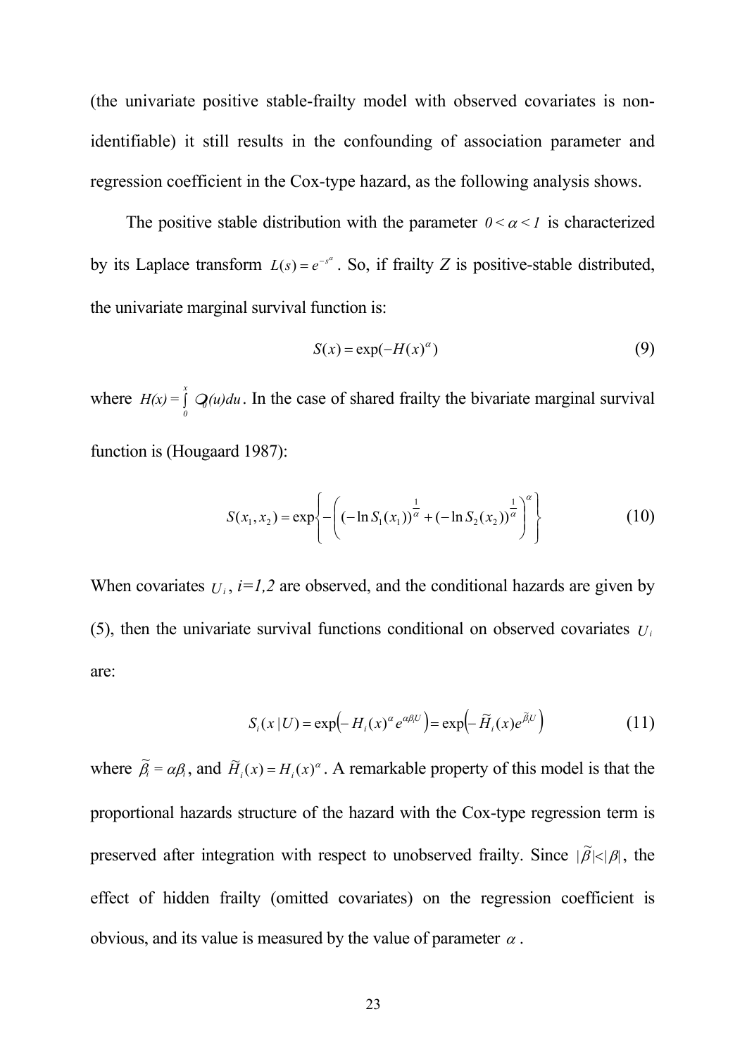(the univariate positive stable-frailty model with observed covariates is non-identifiable) it still results in the confounding of association parameter and regression coefficient in the Cox-type hazard, as the following analysis shows.

The positive stable distribution with the parameter $0 < \alpha < 1$ is characterized by its Laplace transform $L(s) = e^{-s^{\alpha}}$. So, if frailty $Z$ is positive-stable distributed, the univariate marginal survival function is:

$$S(x) = \exp(-H(x)^{\alpha}) \tag{9}$$

where $H(x) = \int_0^x Q_0(u)du$. In the case of shared frailty the bivariate marginal survival function is (Hougaard 1987):

$$S(x_1, x_2) = \exp\left\{-\left((-\ln S_1(x_1))^{\frac{1}{\alpha}} + (-\ln S_2(x_2))^{\frac{1}{\alpha}}\right)^{\alpha}\right\} \tag{10}$$

When covariates $U_i$, $i=1,2$ are observed, and the conditional hazards are given by (5), then the univariate survival functions conditional on observed covariates $U_i$ are:

$$S_i(x\,|\,U) = \exp\left(-H_i(x)^{\alpha} e^{\alpha\beta_i U}\right) = \exp\left(-\widetilde{H}_i(x) e^{\widetilde{\beta}_i U}\right) \tag{11}$$

where $\widetilde{\beta}_i = \alpha\beta_i$, and $\widetilde{H}_i(x) = H_i(x)^{\alpha}$. A remarkable property of this model is that the proportional hazards structure of the hazard with the Cox-type regression term is preserved after integration with respect to unobserved frailty. Since $|\widetilde{\beta}| < |\beta|$, the effect of hidden frailty (omitted covariates) on the regression coefficient is obvious, and its value is measured by the value of parameter $\alpha$.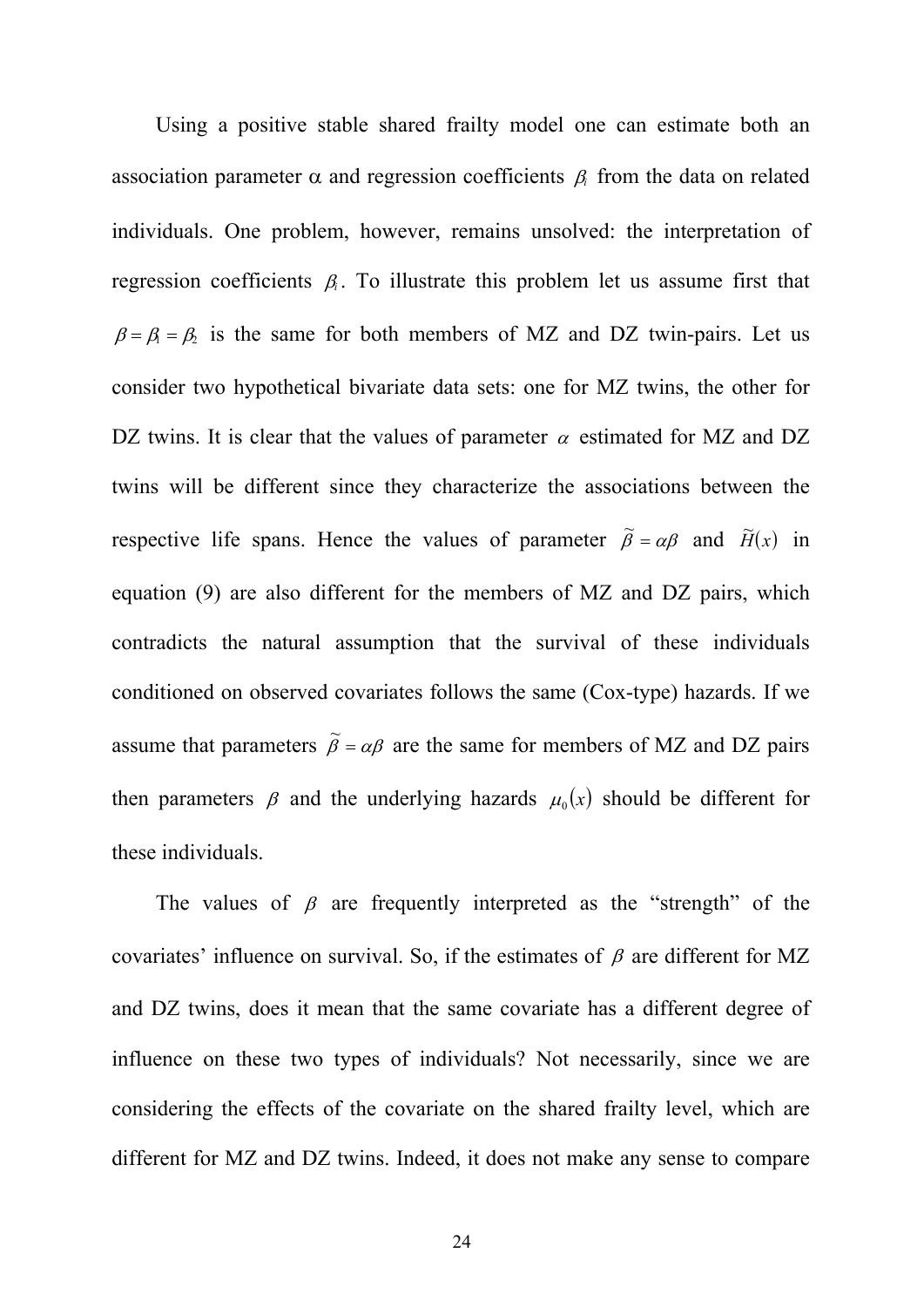Using a positive stable shared frailty model one can estimate both an association parameter α and regression coefficients $\beta_i$ from the data on related individuals. One problem, however, remains unsolved: the interpretation of regression coefficients $\beta_i$. To illustrate this problem let us assume first that $\beta = \beta_1 = \beta_2$ is the same for both members of MZ and DZ twin-pairs. Let us consider two hypothetical bivariate data sets: one for MZ twins, the other for DZ twins. It is clear that the values of parameter $\alpha$ estimated for MZ and DZ twins will be different since they characterize the associations between the respective life spans. Hence the values of parameter $\widetilde{\beta} = \alpha\beta$ and $\widetilde{H}(x)$ in equation (9) are also different for the members of MZ and DZ pairs, which contradicts the natural assumption that the survival of these individuals conditioned on observed covariates follows the same (Cox-type) hazards. If we assume that parameters $\widetilde{\beta} = \alpha\beta$ are the same for members of MZ and DZ pairs then parameters $\beta$ and the underlying hazards $\mu_0(x)$ should be different for these individuals.

The values of $\beta$ are frequently interpreted as the "strength" of the covariates' influence on survival. So, if the estimates of $\beta$ are different for MZ and DZ twins, does it mean that the same covariate has a different degree of influence on these two types of individuals? Not necessarily, since we are considering the effects of the covariate on the shared frailty level, which are different for MZ and DZ twins. Indeed, it does not make any sense to compare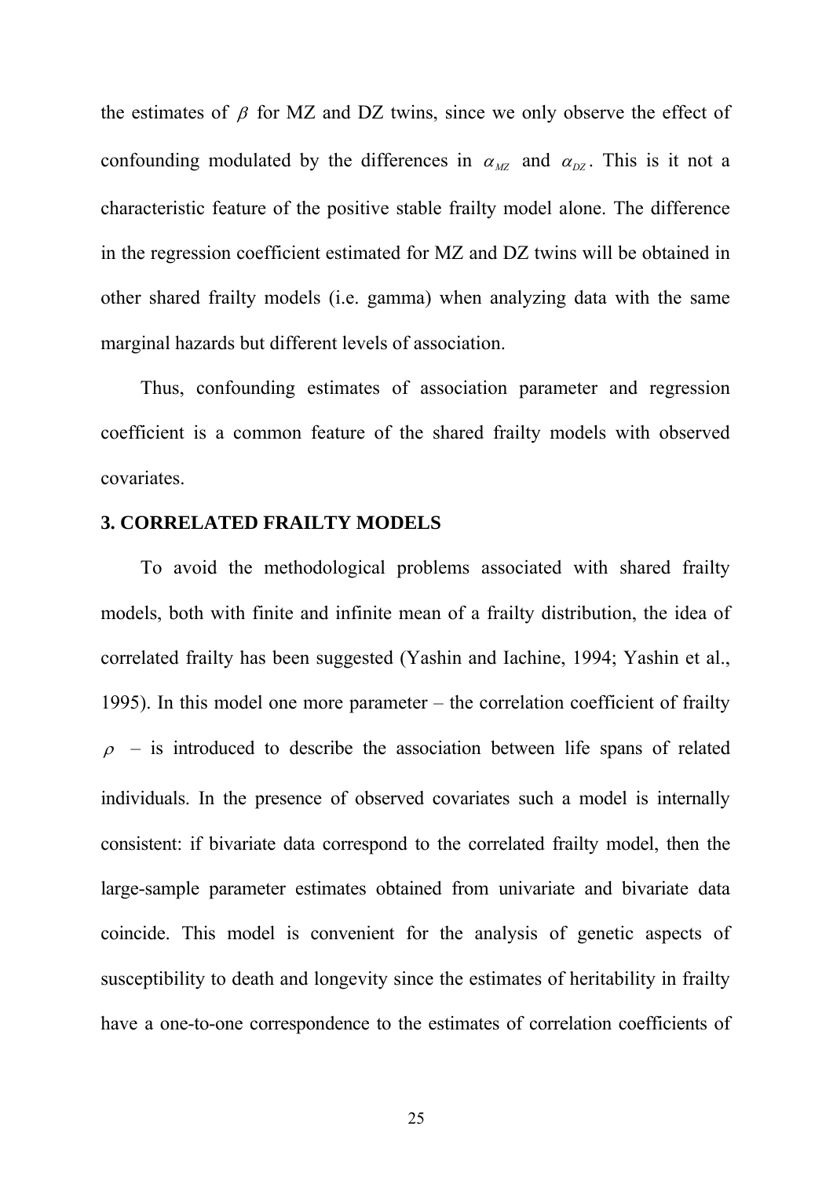the estimates of $\beta$ for MZ and DZ twins, since we only observe the effect of confounding modulated by the differences in $\alpha_{MZ}$ and $\alpha_{DZ}$. This is it not a characteristic feature of the positive stable frailty model alone. The difference in the regression coefficient estimated for MZ and DZ twins will be obtained in other shared frailty models (i.e. gamma) when analyzing data with the same marginal hazards but different levels of association.

Thus, confounding estimates of association parameter and regression coefficient is a common feature of the shared frailty models with observed covariates.

## 3. CORRELATED FRAILTY MODELS

To avoid the methodological problems associated with shared frailty models, both with finite and infinite mean of a frailty distribution, the idea of correlated frailty has been suggested (Yashin and Iachine, 1994; Yashin et al., 1995). In this model one more parameter – the correlation coefficient of frailty $\rho$ – is introduced to describe the association between life spans of related individuals. In the presence of observed covariates such a model is internally consistent: if bivariate data correspond to the correlated frailty model, then the large-sample parameter estimates obtained from univariate and bivariate data coincide. This model is convenient for the analysis of genetic aspects of susceptibility to death and longevity since the estimates of heritability in frailty have a one-to-one correspondence to the estimates of correlation coefficients of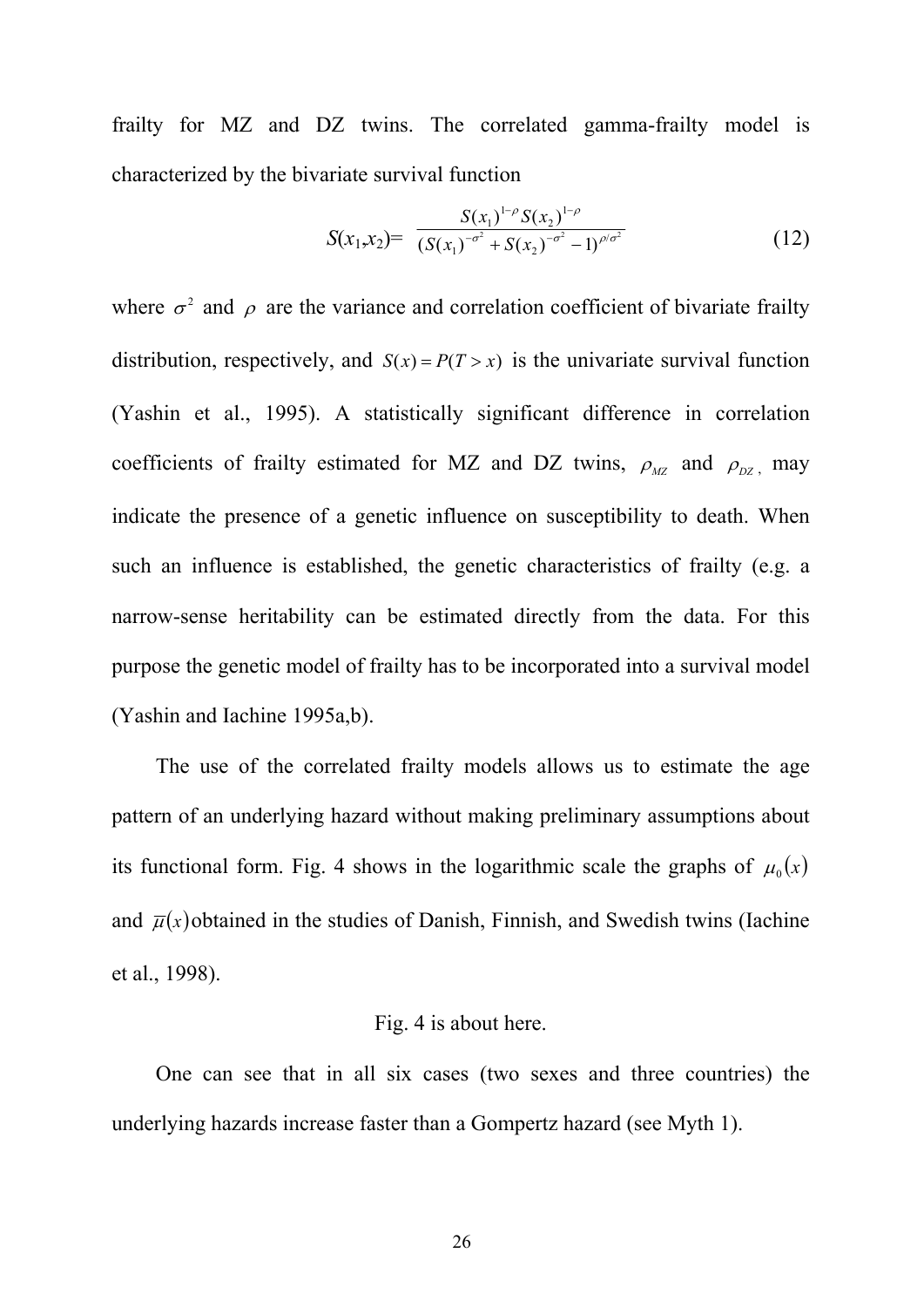frailty for MZ and DZ twins. The correlated gamma-frailty model is characterized by the bivariate survival function

$$S(x_1,x_2)= \frac{S(x_1)^{1-\rho} S(x_2)^{1-\rho}}{(S(x_1)^{-\sigma^2} + S(x_2)^{-\sigma^2} - 1)^{\rho/\sigma^2}} \tag{12}$$

where $\sigma^2$ and $\rho$ are the variance and correlation coefficient of bivariate frailty distribution, respectively, and $S(x) = P(T > x)$ is the univariate survival function (Yashin et al., 1995). A statistically significant difference in correlation coefficients of frailty estimated for MZ and DZ twins, $\rho_{MZ}$ and $\rho_{DZ}$, may indicate the presence of a genetic influence on susceptibility to death. When such an influence is established, the genetic characteristics of frailty (e.g. a narrow-sense heritability can be estimated directly from the data. For this purpose the genetic model of frailty has to be incorporated into a survival model (Yashin and Iachine 1995a,b).

The use of the correlated frailty models allows us to estimate the age pattern of an underlying hazard without making preliminary assumptions about its functional form. Fig. 4 shows in the logarithmic scale the graphs of $\mu_0(x)$ and $\bar{\mu}(x)$ obtained in the studies of Danish, Finnish, and Swedish twins (Iachine et al., 1998).

Fig. 4 is about here.

One can see that in all six cases (two sexes and three countries) the underlying hazards increase faster than a Gompertz hazard (see Myth 1).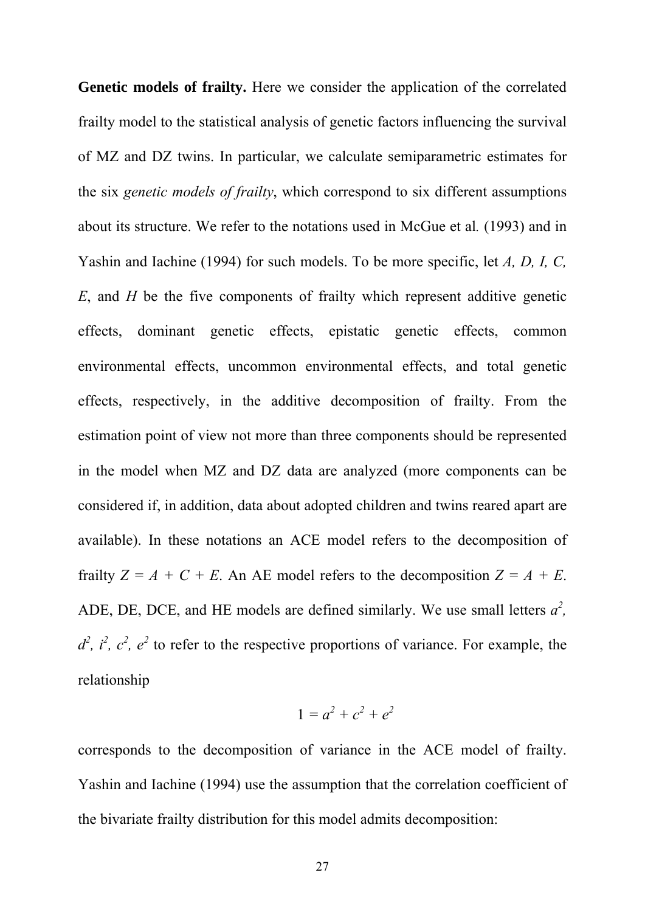**Genetic models of frailty.** Here we consider the application of the correlated frailty model to the statistical analysis of genetic factors influencing the survival of MZ and DZ twins. In particular, we calculate semiparametric estimates for the six *genetic models of frailty*, which correspond to six different assumptions about its structure. We refer to the notations used in McGue et al*.* (1993) and in Yashin and Iachine (1994) for such models. To be more specific, let $A$, $D$, $I$, $C$, $E$, and $H$ be the five components of frailty which represent additive genetic effects, dominant genetic effects, epistatic genetic effects, common environmental effects, uncommon environmental effects, and total genetic effects, respectively, in the additive decomposition of frailty. From the estimation point of view not more than three components should be represented in the model when MZ and DZ data are analyzed (more components can be considered if, in addition, data about adopted children and twins reared apart are available). In these notations an ACE model refers to the decomposition of frailty $Z = A + C + E$. An AE model refers to the decomposition $Z = A + E$. ADE, DE, DCE, and HE models are defined similarly. We use small letters $a^2$, $d^2$, $i^2$, $c^2$, $e^2$ to refer to the respective proportions of variance. For example, the relationship

$$1 = a^2 + c^2 + e^2$$

corresponds to the decomposition of variance in the ACE model of frailty. Yashin and Iachine (1994) use the assumption that the correlation coefficient of the bivariate frailty distribution for this model admits decomposition: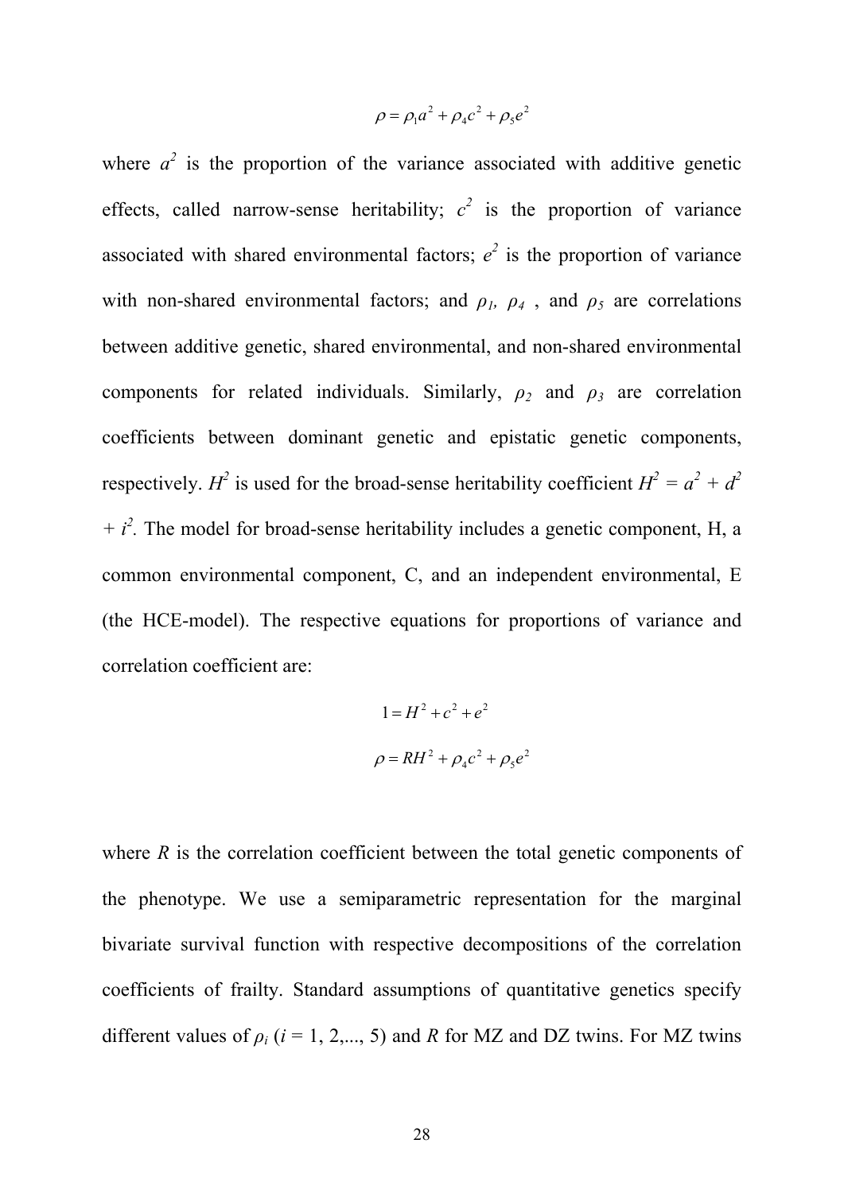$$\rho = \rho_1 a^2 + \rho_4 c^2 + \rho_5 e^2$$

where $a^2$ is the proportion of the variance associated with additive genetic effects, called narrow-sense heritability; $c^2$ is the proportion of variance associated with shared environmental factors; $e^2$ is the proportion of variance with non-shared environmental factors; and $\rho_1$, $\rho_4$ , and $\rho_5$ are correlations between additive genetic, shared environmental, and non-shared environmental components for related individuals. Similarly, $\rho_2$ and $\rho_3$ are correlation coefficients between dominant genetic and epistatic genetic components, respectively. $H^2$ is used for the broad-sense heritability coefficient $H^2 = a^2 + d^2 + i^2$. The model for broad-sense heritability includes a genetic component, H, a common environmental component, C, and an independent environmental, E (the HCE-model). The respective equations for proportions of variance and correlation coefficient are:

$$1 = H^2 + c^2 + e^2$$

$$\rho = RH^2 + \rho_4 c^2 + \rho_5 e^2$$

where $R$ is the correlation coefficient between the total genetic components of the phenotype. We use a semiparametric representation for the marginal bivariate survival function with respective decompositions of the correlation coefficients of frailty. Standard assumptions of quantitative genetics specify different values of $\rho_i$ ($i$ = 1, 2,..., 5) and $R$ for MZ and DZ twins. For MZ twins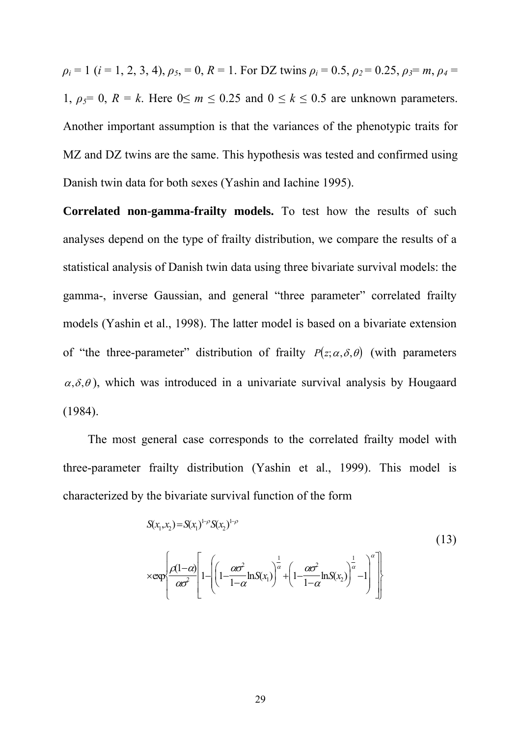$\rho_i$ = 1 ($i$ = 1, 2, 3, 4), $\rho_5$, = 0, $R$ = 1. For DZ twins $\rho_i$ = 0.5, $\rho_2$ = 0.25, $\rho_3$= $m$, $\rho_4$ = 1, $\rho_5$= 0, $R$ = $k$. Here 0≤ $m$ ≤ 0.25 and 0 ≤ $k$ ≤ 0.5 are unknown parameters. Another important assumption is that the variances of the phenotypic traits for MZ and DZ twins are the same. This hypothesis was tested and confirmed using Danish twin data for both sexes (Yashin and Iachine 1995).

**Correlated non-gamma-frailty models.** To test how the results of such analyses depend on the type of frailty distribution, we compare the results of a statistical analysis of Danish twin data using three bivariate survival models: the gamma-, inverse Gaussian, and general "three parameter" correlated frailty models (Yashin et al., 1998). The latter model is based on a bivariate extension of "the three-parameter" distribution of frailty $P(z;\alpha,\delta,\theta)$ (with parameters $\alpha,\delta,\theta$), which was introduced in a univariate survival analysis by Hougaard (1984).

The most general case corresponds to the correlated frailty model with three-parameter frailty distribution (Yashin et al., 1999). This model is characterized by the bivariate survival function of the form

$$
\begin{aligned}
S(x_1,x_2) &= S(x_1)^{1-\rho} S(x_2)^{1-\rho} \\
&\times \exp\left\{ \frac{\rho(1-\alpha)}{\alpha\sigma^2} \left[ 1 - \left( \left(1 - \frac{\alpha\sigma^2}{1-\alpha} \ln S(x_1)\right)^{\frac{1}{\alpha}} + \left(1 - \frac{\alpha\sigma^2}{1-\alpha} \ln S(x_2)\right)^{\frac{1}{\alpha}} - 1 \right)^{\alpha} \right] \right\}
\end{aligned}
\tag{13}
$$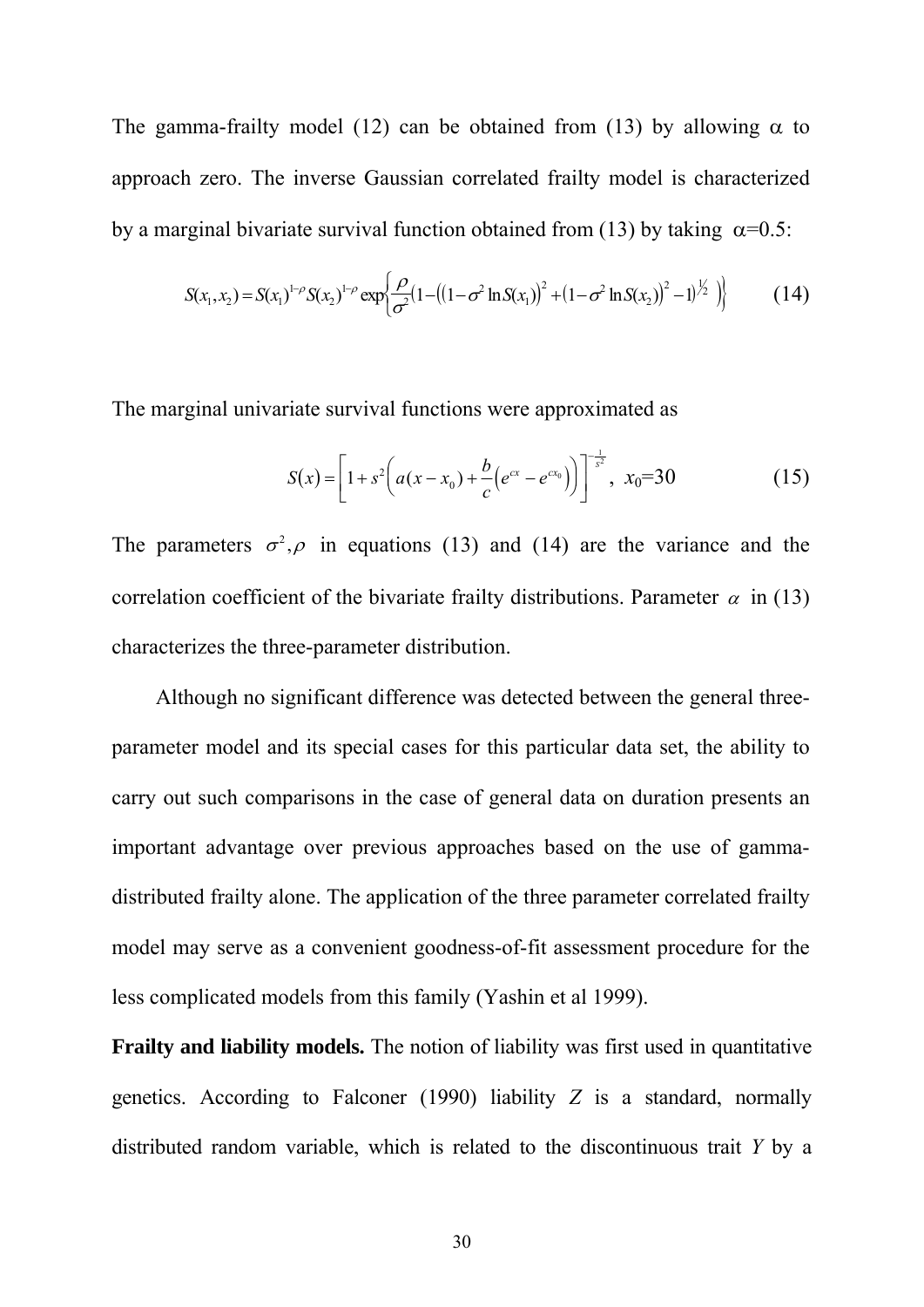The gamma-frailty model (12) can be obtained from (13) by allowing $\alpha$ to approach zero. The inverse Gaussian correlated frailty model is characterized by a marginal bivariate survival function obtained from (13) by taking $\alpha$=0.5:

$$S(x_1,x_2)=S(x_1)^{1-\rho}S(x_2)^{1-\rho}\exp\left\{\frac{\rho}{\sigma^2}\left(1-\left(\left(1-\sigma^2\ln S(x_1)\right)^2+\left(1-\sigma^2\ln S(x_2)\right)^2-1\right)^{1/2}\right)\right\} \qquad (14)$$

The marginal univariate survival functions were approximated as

$$S(x)=\left[1+s^2\left(a(x-x_0)+\frac{b}{c}\left(e^{cx}-e^{cx_0}\right)\right)\right]^{-\frac{1}{s^2}},\; x_0=30 \qquad (15)$$

The parameters $\sigma^2,\rho$ in equations (13) and (14) are the variance and the correlation coefficient of the bivariate frailty distributions. Parameter $\alpha$ in (13) characterizes the three-parameter distribution.

Although no significant difference was detected between the general three-parameter model and its special cases for this particular data set, the ability to carry out such comparisons in the case of general data on duration presents an important advantage over previous approaches based on the use of gamma-distributed frailty alone. The application of the three parameter correlated frailty model may serve as a convenient goodness-of-fit assessment procedure for the less complicated models from this family (Yashin et al 1999).

**Frailty and liability models.** The notion of liability was first used in quantitative genetics. According to Falconer (1990) liability *Z* is a standard, normally distributed random variable, which is related to the discontinuous trait *Y* by a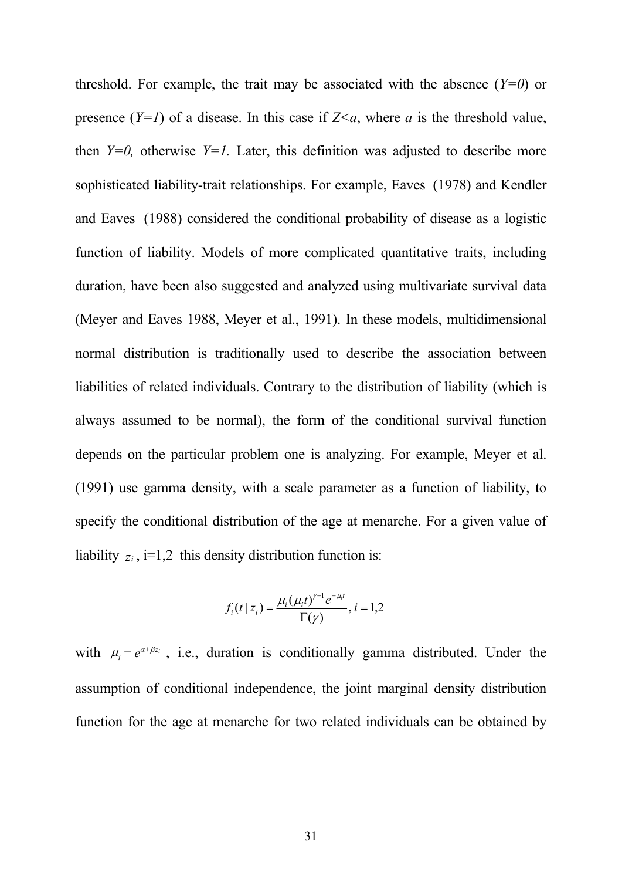threshold. For example, the trait may be associated with the absence (*Y=0*) or presence (*Y=1*) of a disease. In this case if *Z<a*, where *a* is the threshold value, then *Y=0,* otherwise *Y=1*. Later, this definition was adjusted to describe more sophisticated liability-trait relationships. For example, Eaves (1978) and Kendler and Eaves (1988) considered the conditional probability of disease as a logistic function of liability. Models of more complicated quantitative traits, including duration, have been also suggested and analyzed using multivariate survival data (Meyer and Eaves 1988, Meyer et al., 1991). In these models, multidimensional normal distribution is traditionally used to describe the association between liabilities of related individuals. Contrary to the distribution of liability (which is always assumed to be normal), the form of the conditional survival function depends on the particular problem one is analyzing. For example, Meyer et al. (1991) use gamma density, with a scale parameter as a function of liability, to specify the conditional distribution of the age at menarche. For a given value of liability $z_i$ , i=1,2 this density distribution function is:

$$f_i(t \mid z_i) = \frac{\mu_i(\mu_i t)^{\gamma-1} e^{-\mu_i t}}{\Gamma(\gamma)}, i = 1,2$$

with $\mu_i = e^{\alpha+\beta z_i}$ , i.e., duration is conditionally gamma distributed. Under the assumption of conditional independence, the joint marginal density distribution function for the age at menarche for two related individuals can be obtained by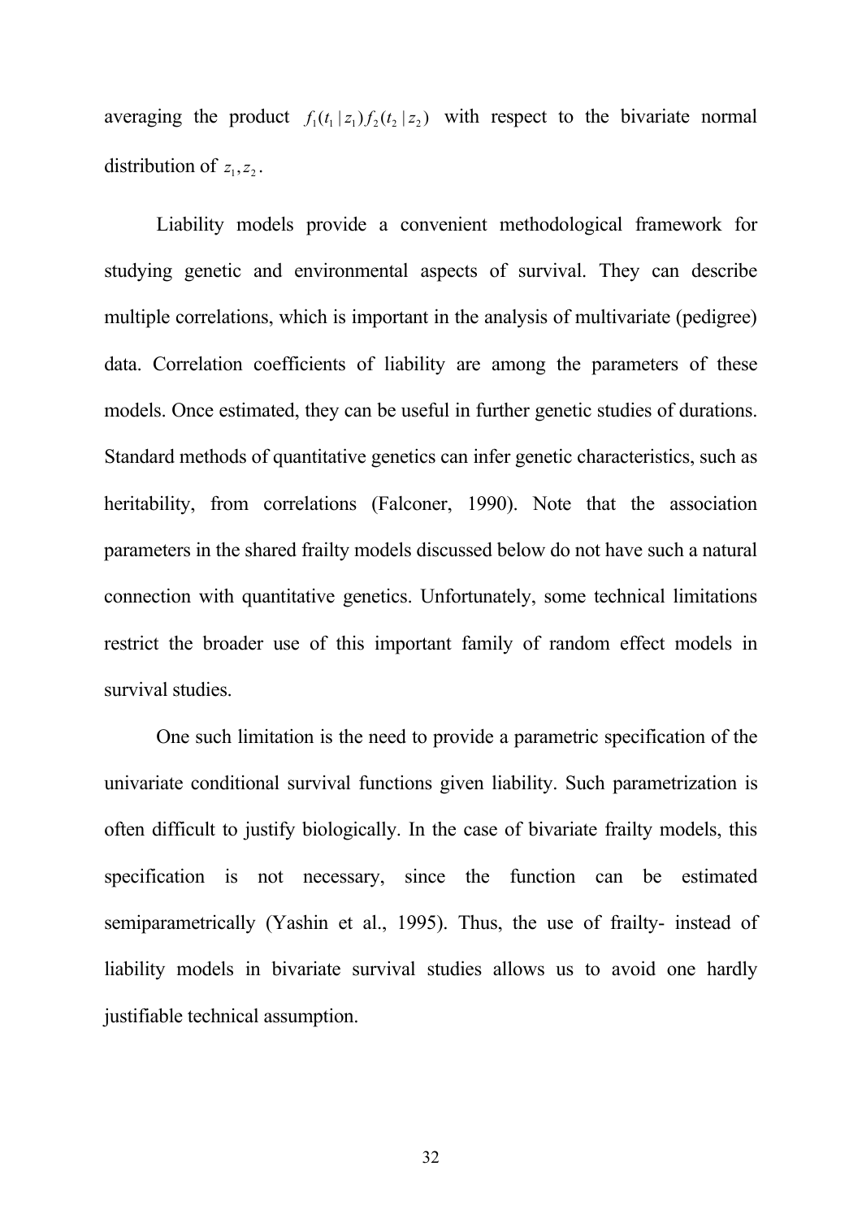averaging the product $f_1(t_1 \mid z_1) f_2(t_2 \mid z_2)$ with respect to the bivariate normal distribution of $z_1, z_2$.

Liability models provide a convenient methodological framework for studying genetic and environmental aspects of survival. They can describe multiple correlations, which is important in the analysis of multivariate (pedigree) data. Correlation coefficients of liability are among the parameters of these models. Once estimated, they can be useful in further genetic studies of durations. Standard methods of quantitative genetics can infer genetic characteristics, such as heritability, from correlations (Falconer, 1990). Note that the association parameters in the shared frailty models discussed below do not have such a natural connection with quantitative genetics. Unfortunately, some technical limitations restrict the broader use of this important family of random effect models in survival studies.

One such limitation is the need to provide a parametric specification of the univariate conditional survival functions given liability. Such parametrization is often difficult to justify biologically. In the case of bivariate frailty models, this specification is not necessary, since the function can be estimated semiparametrically (Yashin et al., 1995). Thus, the use of frailty- instead of liability models in bivariate survival studies allows us to avoid one hardly justifiable technical assumption.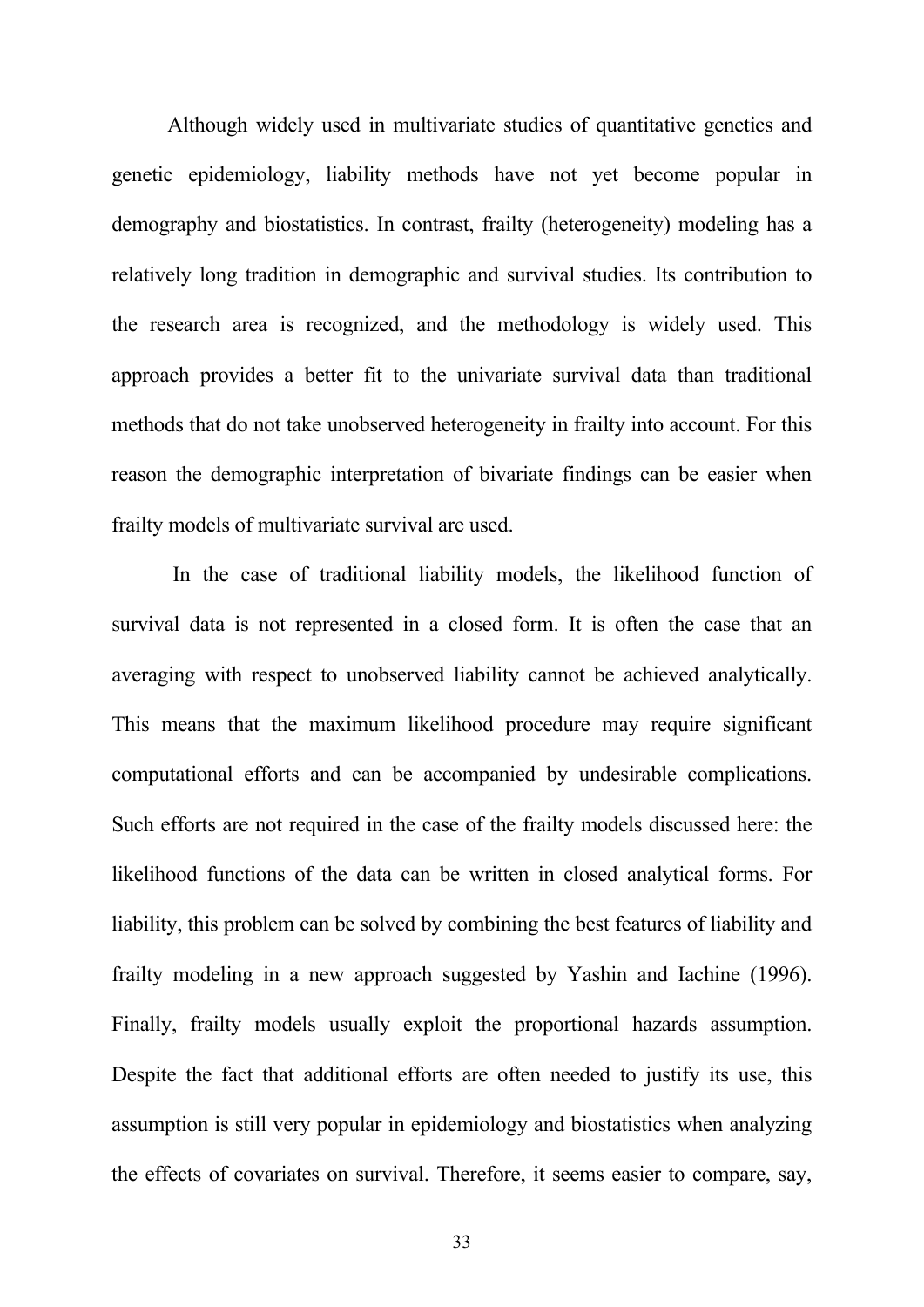Although widely used in multivariate studies of quantitative genetics and genetic epidemiology, liability methods have not yet become popular in demography and biostatistics. In contrast, frailty (heterogeneity) modeling has a relatively long tradition in demographic and survival studies. Its contribution to the research area is recognized, and the methodology is widely used. This approach provides a better fit to the univariate survival data than traditional methods that do not take unobserved heterogeneity in frailty into account. For this reason the demographic interpretation of bivariate findings can be easier when frailty models of multivariate survival are used.

In the case of traditional liability models, the likelihood function of survival data is not represented in a closed form. It is often the case that an averaging with respect to unobserved liability cannot be achieved analytically. This means that the maximum likelihood procedure may require significant computational efforts and can be accompanied by undesirable complications. Such efforts are not required in the case of the frailty models discussed here: the likelihood functions of the data can be written in closed analytical forms. For liability, this problem can be solved by combining the best features of liability and frailty modeling in a new approach suggested by Yashin and Iachine (1996). Finally, frailty models usually exploit the proportional hazards assumption. Despite the fact that additional efforts are often needed to justify its use, this assumption is still very popular in epidemiology and biostatistics when analyzing the effects of covariates on survival. Therefore, it seems easier to compare, say,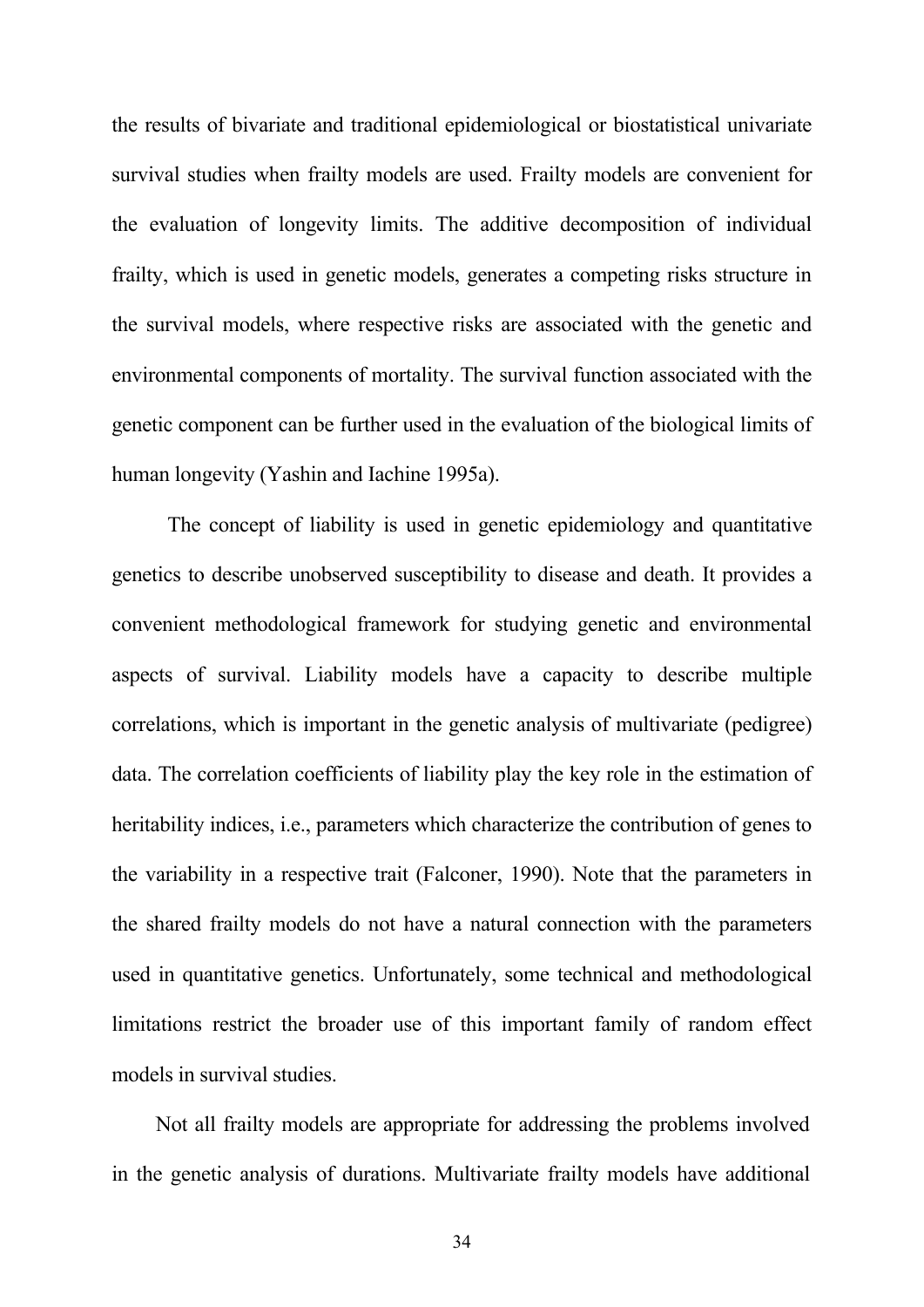the results of bivariate and traditional epidemiological or biostatistical univariate survival studies when frailty models are used. Frailty models are convenient for the evaluation of longevity limits. The additive decomposition of individual frailty, which is used in genetic models, generates a competing risks structure in the survival models, where respective risks are associated with the genetic and environmental components of mortality. The survival function associated with the genetic component can be further used in the evaluation of the biological limits of human longevity (Yashin and Iachine 1995a).

The concept of liability is used in genetic epidemiology and quantitative genetics to describe unobserved susceptibility to disease and death. It provides a convenient methodological framework for studying genetic and environmental aspects of survival. Liability models have a capacity to describe multiple correlations, which is important in the genetic analysis of multivariate (pedigree) data. The correlation coefficients of liability play the key role in the estimation of heritability indices, i.e., parameters which characterize the contribution of genes to the variability in a respective trait (Falconer, 1990). Note that the parameters in the shared frailty models do not have a natural connection with the parameters used in quantitative genetics. Unfortunately, some technical and methodological limitations restrict the broader use of this important family of random effect models in survival studies.

Not all frailty models are appropriate for addressing the problems involved in the genetic analysis of durations. Multivariate frailty models have additional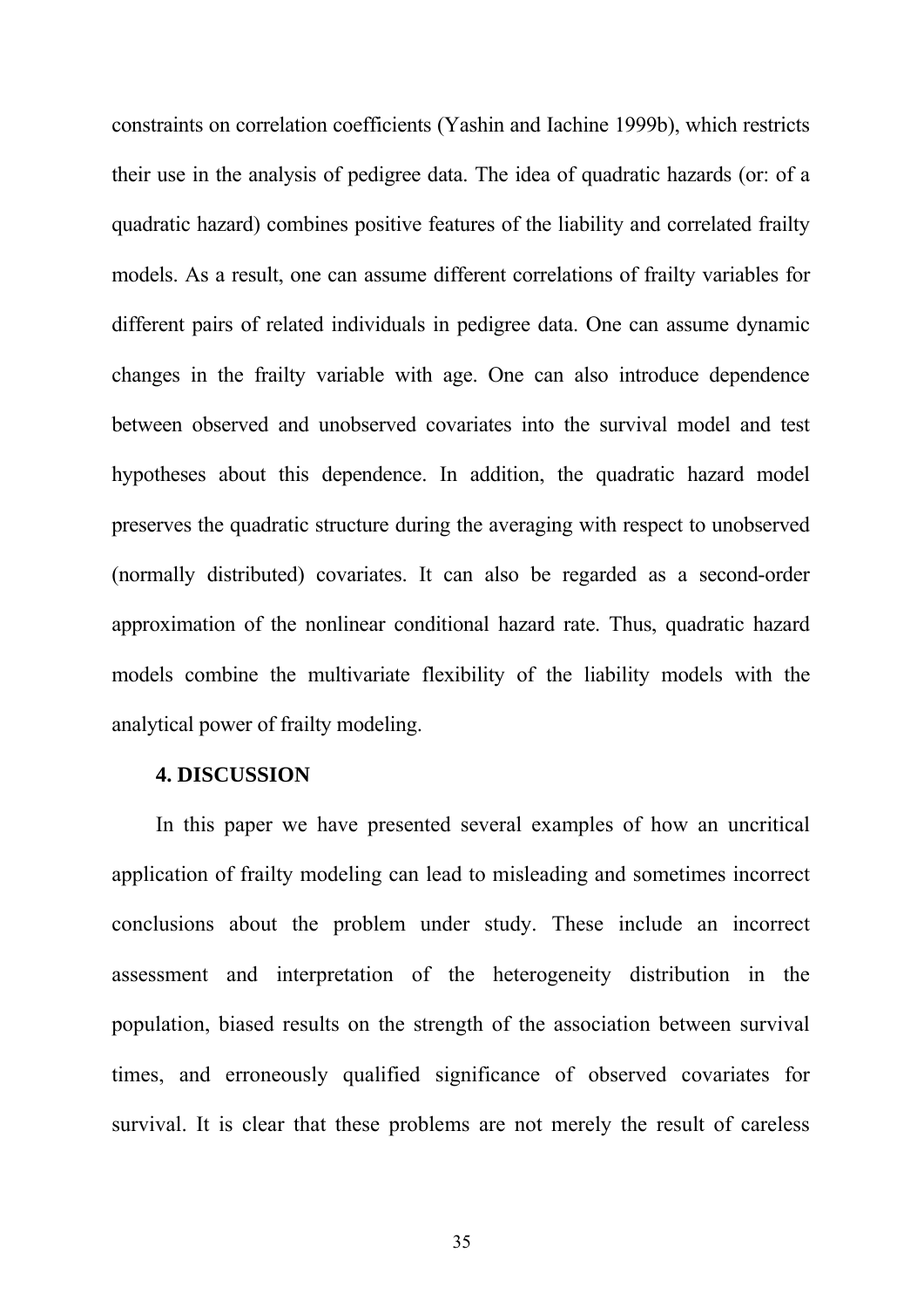constraints on correlation coefficients (Yashin and Iachine 1999b), which restricts their use in the analysis of pedigree data. The idea of quadratic hazards (or: of a quadratic hazard) combines positive features of the liability and correlated frailty models. As a result, one can assume different correlations of frailty variables for different pairs of related individuals in pedigree data. One can assume dynamic changes in the frailty variable with age. One can also introduce dependence between observed and unobserved covariates into the survival model and test hypotheses about this dependence. In addition, the quadratic hazard model preserves the quadratic structure during the averaging with respect to unobserved (normally distributed) covariates. It can also be regarded as a second-order approximation of the nonlinear conditional hazard rate. Thus, quadratic hazard models combine the multivariate flexibility of the liability models with the analytical power of frailty modeling.

## 4. DISCUSSION

In this paper we have presented several examples of how an uncritical application of frailty modeling can lead to misleading and sometimes incorrect conclusions about the problem under study. These include an incorrect assessment and interpretation of the heterogeneity distribution in the population, biased results on the strength of the association between survival times, and erroneously qualified significance of observed covariates for survival. It is clear that these problems are not merely the result of careless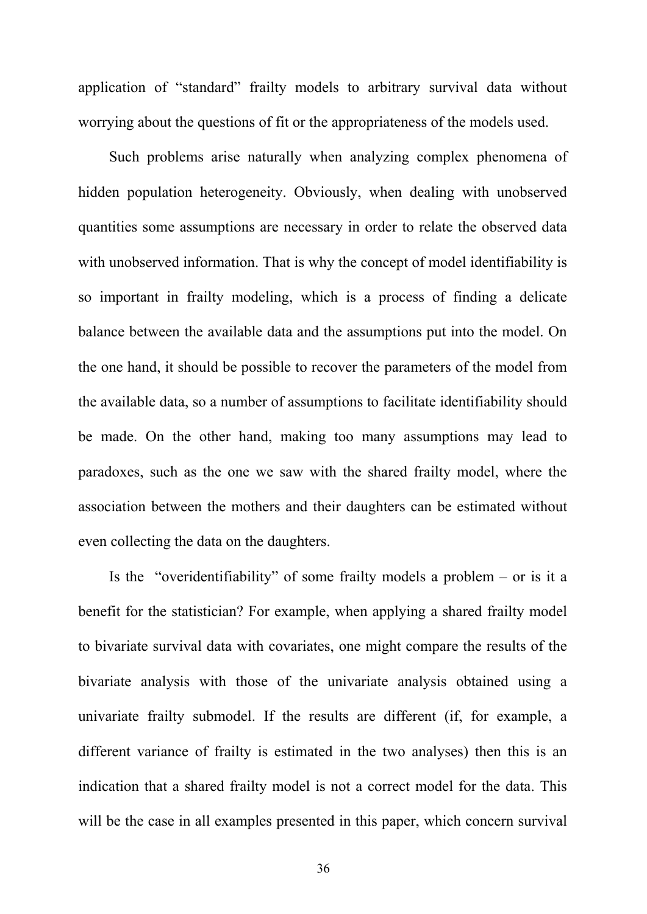application of "standard" frailty models to arbitrary survival data without worrying about the questions of fit or the appropriateness of the models used.

Such problems arise naturally when analyzing complex phenomena of hidden population heterogeneity. Obviously, when dealing with unobserved quantities some assumptions are necessary in order to relate the observed data with unobserved information. That is why the concept of model identifiability is so important in frailty modeling, which is a process of finding a delicate balance between the available data and the assumptions put into the model. On the one hand, it should be possible to recover the parameters of the model from the available data, so a number of assumptions to facilitate identifiability should be made. On the other hand, making too many assumptions may lead to paradoxes, such as the one we saw with the shared frailty model, where the association between the mothers and their daughters can be estimated without even collecting the data on the daughters.

Is the "overidentifiability" of some frailty models a problem – or is it a benefit for the statistician? For example, when applying a shared frailty model to bivariate survival data with covariates, one might compare the results of the bivariate analysis with those of the univariate analysis obtained using a univariate frailty submodel. If the results are different (if, for example, a different variance of frailty is estimated in the two analyses) then this is an indication that a shared frailty model is not a correct model for the data. This will be the case in all examples presented in this paper, which concern survival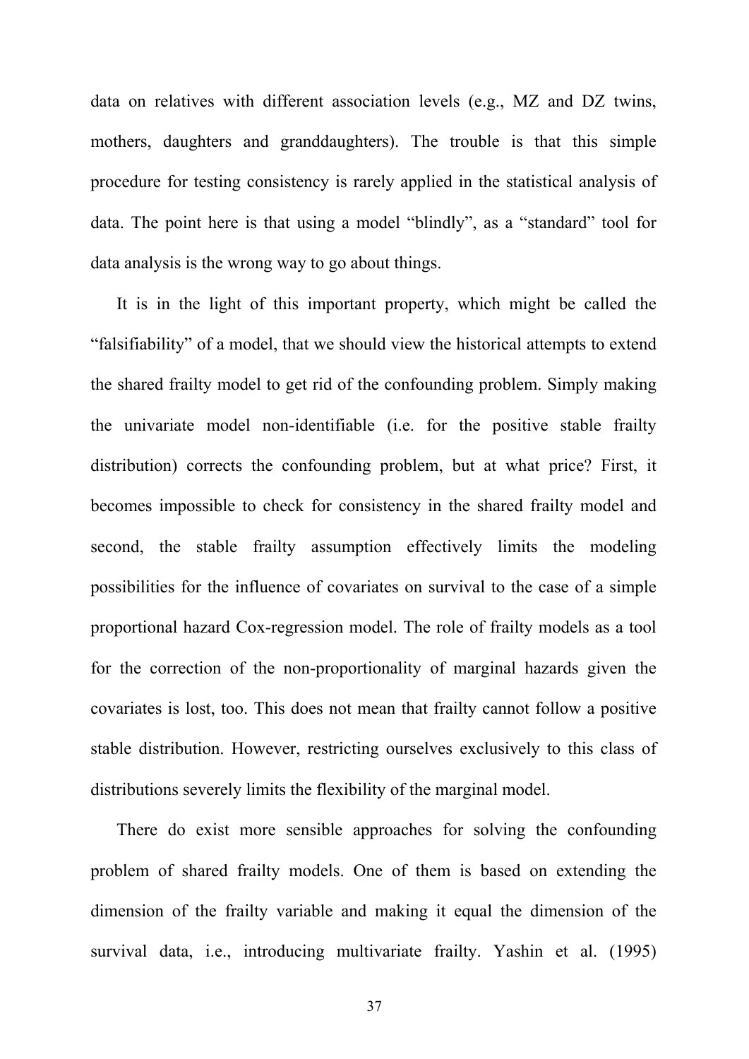data on relatives with different association levels (e.g., MZ and DZ twins, mothers, daughters and granddaughters). The trouble is that this simple procedure for testing consistency is rarely applied in the statistical analysis of data. The point here is that using a model "blindly", as a "standard" tool for data analysis is the wrong way to go about things.

It is in the light of this important property, which might be called the "falsifiability" of a model, that we should view the historical attempts to extend the shared frailty model to get rid of the confounding problem. Simply making the univariate model non-identifiable (i.e. for the positive stable frailty distribution) corrects the confounding problem, but at what price? First, it becomes impossible to check for consistency in the shared frailty model and second, the stable frailty assumption effectively limits the modeling possibilities for the influence of covariates on survival to the case of a simple proportional hazard Cox-regression model. The role of frailty models as a tool for the correction of the non-proportionality of marginal hazards given the covariates is lost, too. This does not mean that frailty cannot follow a positive stable distribution. However, restricting ourselves exclusively to this class of distributions severely limits the flexibility of the marginal model.

There do exist more sensible approaches for solving the confounding problem of shared frailty models. One of them is based on extending the dimension of the frailty variable and making it equal the dimension of the survival data, i.e., introducing multivariate frailty. Yashin et al. (1995)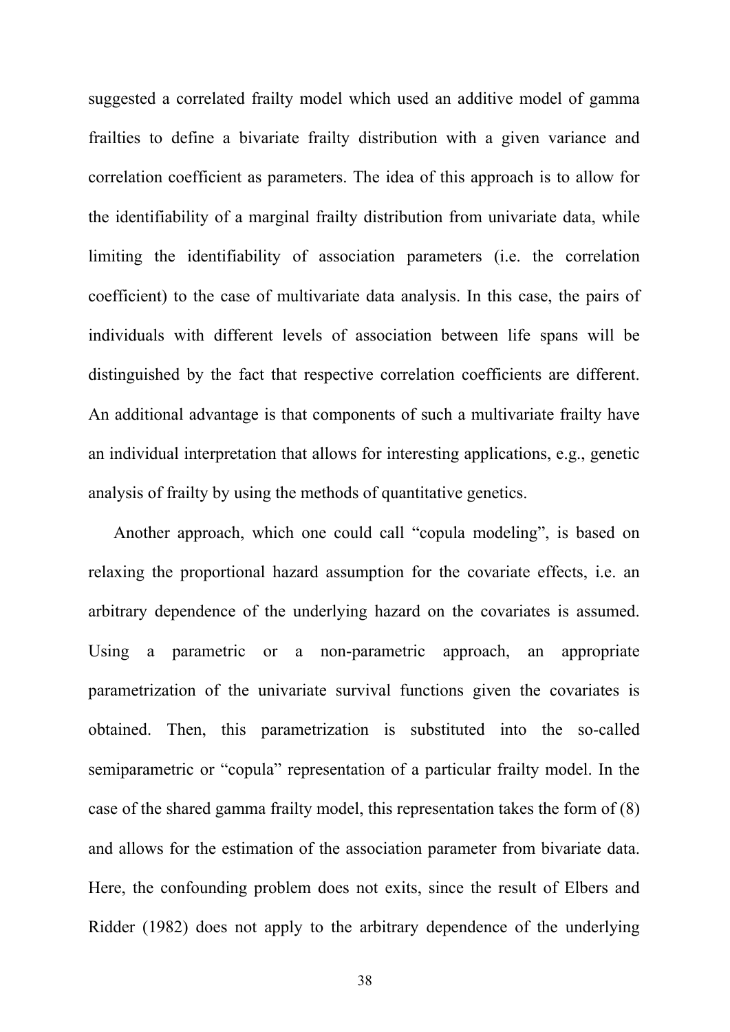suggested a correlated frailty model which used an additive model of gamma frailties to define a bivariate frailty distribution with a given variance and correlation coefficient as parameters. The idea of this approach is to allow for the identifiability of a marginal frailty distribution from univariate data, while limiting the identifiability of association parameters (i.e. the correlation coefficient) to the case of multivariate data analysis. In this case, the pairs of individuals with different levels of association between life spans will be distinguished by the fact that respective correlation coefficients are different. An additional advantage is that components of such a multivariate frailty have an individual interpretation that allows for interesting applications, e.g., genetic analysis of frailty by using the methods of quantitative genetics.

Another approach, which one could call "copula modeling", is based on relaxing the proportional hazard assumption for the covariate effects, i.e. an arbitrary dependence of the underlying hazard on the covariates is assumed. Using a parametric or a non-parametric approach, an appropriate parametrization of the univariate survival functions given the covariates is obtained. Then, this parametrization is substituted into the so-called semiparametric or "copula" representation of a particular frailty model. In the case of the shared gamma frailty model, this representation takes the form of (8) and allows for the estimation of the association parameter from bivariate data. Here, the confounding problem does not exits, since the result of Elbers and Ridder (1982) does not apply to the arbitrary dependence of the underlying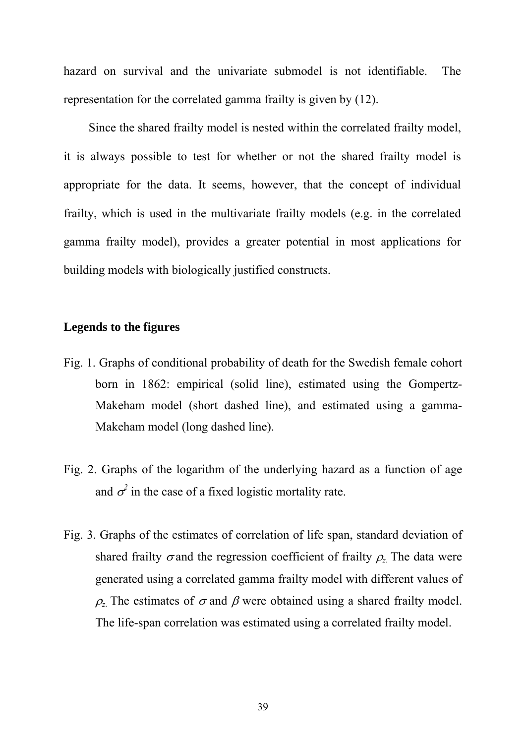hazard on survival and the univariate submodel is not identifiable. The representation for the correlated gamma frailty is given by (12).

Since the shared frailty model is nested within the correlated frailty model, it is always possible to test for whether or not the shared frailty model is appropriate for the data. It seems, however, that the concept of individual frailty, which is used in the multivariate frailty models (e.g. in the correlated gamma frailty model), provides a greater potential in most applications for building models with biologically justified constructs.

**Legends to the figures**

Fig. 1. Graphs of conditional probability of death for the Swedish female cohort born in 1862: empirical (solid line), estimated using the Gompertz-Makeham model (short dashed line), and estimated using a gamma-Makeham model (long dashed line).

Fig. 2. Graphs of the logarithm of the underlying hazard as a function of age and $\sigma^2$ in the case of a fixed logistic mortality rate.

Fig. 3. Graphs of the estimates of correlation of life span, standard deviation of shared frailty $\sigma$ and the regression coefficient of frailty $\rho_z$. The data were generated using a correlated gamma frailty model with different values of $\rho_z$. The estimates of $\sigma$ and $\beta$ were obtained using a shared frailty model. The life-span correlation was estimated using a correlated frailty model.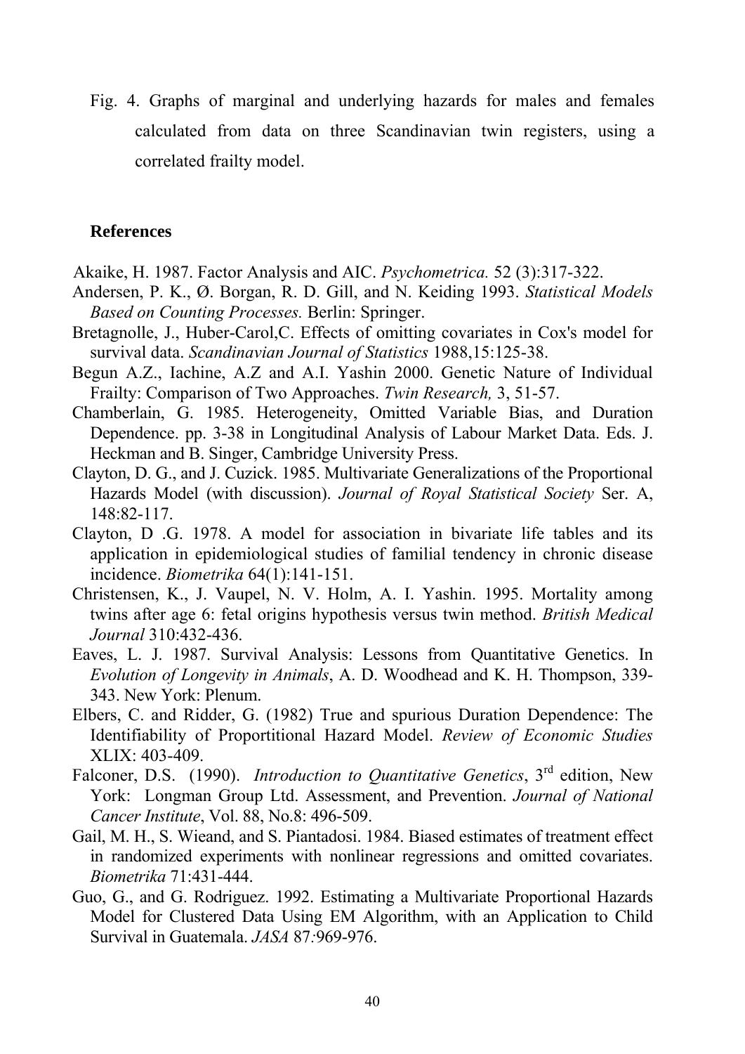Fig. 4. Graphs of marginal and underlying hazards for males and females calculated from data on three Scandinavian twin registers, using a correlated frailty model.

## References

Akaike, H. 1987. Factor Analysis and AIC. *Psychometrica.* 52 (3):317-322.

Andersen, P. K., Ø. Borgan, R. D. Gill, and N. Keiding 1993. *Statistical Models Based on Counting Processes.* Berlin: Springer.

Bretagnolle, J., Huber-Carol,C. Effects of omitting covariates in Cox's model for survival data. *Scandinavian Journal of Statistics* 1988,15:125-38.

Begun A.Z., Iachine, A.Z and A.I. Yashin 2000. Genetic Nature of Individual Frailty: Comparison of Two Approaches. *Twin Research,* 3, 51-57.

Chamberlain, G. 1985. Heterogeneity, Omitted Variable Bias, and Duration Dependence. pp. 3-38 in Longitudinal Analysis of Labour Market Data. Eds. J. Heckman and B. Singer, Cambridge University Press.

Clayton, D. G., and J. Cuzick. 1985. Multivariate Generalizations of the Proportional Hazards Model (with discussion). *Journal of Royal Statistical Society* Ser. A, 148:82-117.

Clayton, D .G. 1978. A model for association in bivariate life tables and its application in epidemiological studies of familial tendency in chronic disease incidence. *Biometrika* 64(1):141-151.

Christensen, K., J. Vaupel, N. V. Holm, A. I. Yashin. 1995. Mortality among twins after age 6: fetal origins hypothesis versus twin method. *British Medical Journal* 310:432-436.

Eaves, L. J. 1987. Survival Analysis: Lessons from Quantitative Genetics. In *Evolution of Longevity in Animals*, A. D. Woodhead and K. H. Thompson, 339-343. New York: Plenum.

Elbers, C. and Ridder, G. (1982) True and spurious Duration Dependence: The Identifiability of Proportitional Hazard Model. *Review of Economic Studies* XLIX: 403-409.

Falconer, D.S. (1990). *Introduction to Quantitative Genetics*, 3rd edition, New York: Longman Group Ltd. Assessment, and Prevention. *Journal of National Cancer Institute*, Vol. 88, No.8: 496-509.

Gail, M. H., S. Wieand, and S. Piantadosi. 1984. Biased estimates of treatment effect in randomized experiments with nonlinear regressions and omitted covariates. *Biometrika* 71:431-444.

Guo, G., and G. Rodriguez. 1992. Estimating a Multivariate Proportional Hazards Model for Clustered Data Using EM Algorithm, with an Application to Child Survival in Guatemala. *JASA* 87*:*969-976.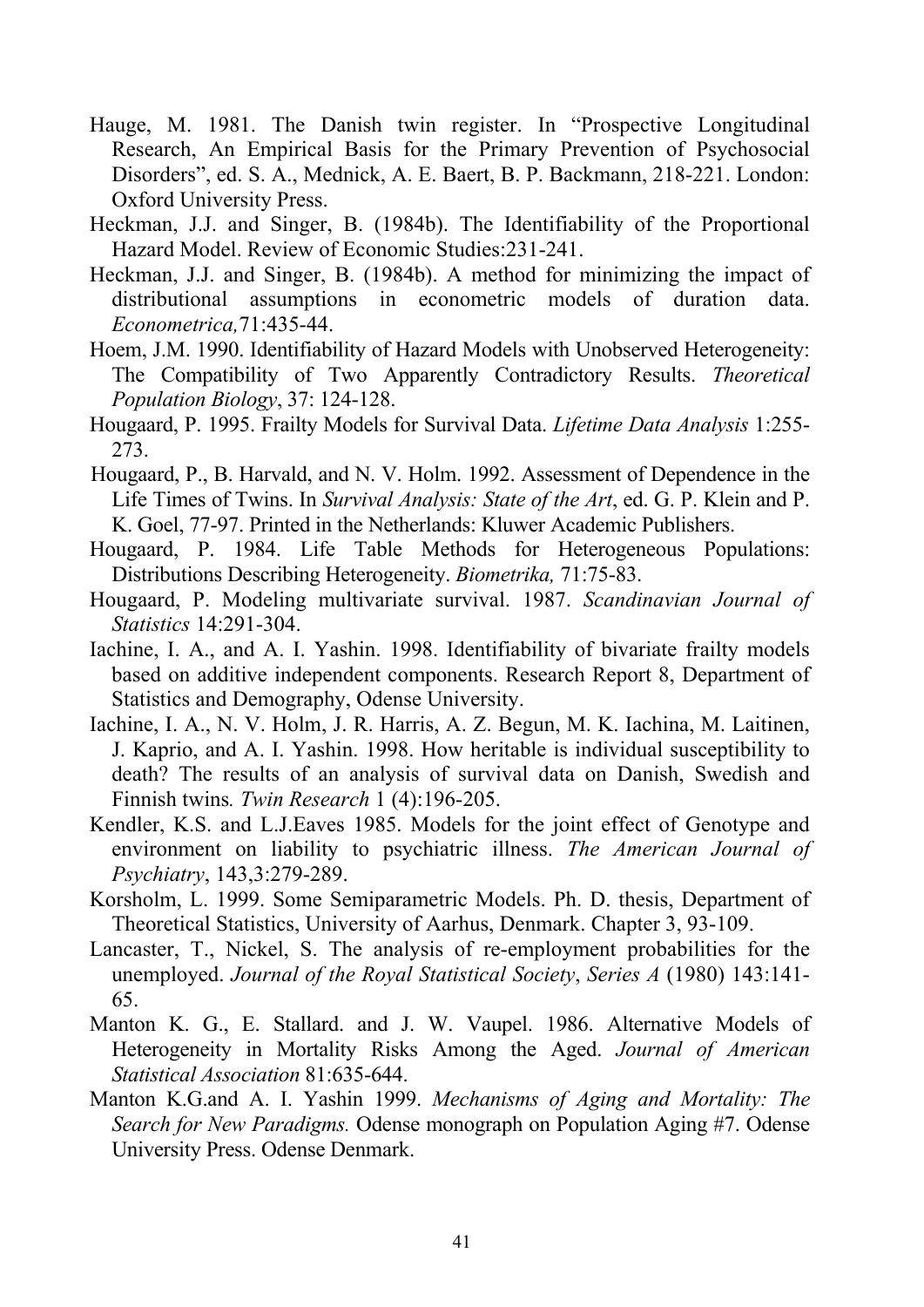Hauge, M. 1981. The Danish twin register. In "Prospective Longitudinal Research, An Empirical Basis for the Primary Prevention of Psychosocial Disorders", ed. S. A., Mednick, A. E. Baert, B. P. Backmann, 218-221. London: Oxford University Press.

Heckman, J.J. and Singer, B. (1984b). The Identifiability of the Proportional Hazard Model. Review of Economic Studies:231-241.

Heckman, J.J. and Singer, B. (1984b). A method for minimizing the impact of distributional assumptions in econometric models of duration data. *Econometrica,*71:435-44.

Hoem, J.M. 1990. Identifiability of Hazard Models with Unobserved Heterogeneity: The Compatibility of Two Apparently Contradictory Results. *Theoretical Population Biology*, 37: 124-128.

Hougaard, P. 1995. Frailty Models for Survival Data. *Lifetime Data Analysis* 1:255-273.

Hougaard, P., B. Harvald, and N. V. Holm. 1992. Assessment of Dependence in the Life Times of Twins. In *Survival Analysis: State of the Art*, ed. G. P. Klein and P. K. Goel, 77-97. Printed in the Netherlands: Kluwer Academic Publishers.

Hougaard, P. 1984. Life Table Methods for Heterogeneous Populations: Distributions Describing Heterogeneity. *Biometrika,* 71:75-83.

Hougaard, P. Modeling multivariate survival. 1987. *Scandinavian Journal of Statistics* 14:291-304.

Iachine, I. A., and A. I. Yashin. 1998. Identifiability of bivariate frailty models based on additive independent components. Research Report 8, Department of Statistics and Demography, Odense University.

Iachine, I. A., N. V. Holm, J. R. Harris, A. Z. Begun, M. K. Iachina, M. Laitinen, J. Kaprio, and A. I. Yashin. 1998. How heritable is individual susceptibility to death? The results of an analysis of survival data on Danish, Swedish and Finnish twins*. Twin Research* 1 (4):196-205.

Kendler, K.S. and L.J.Eaves 1985. Models for the joint effect of Genotype and environment on liability to psychiatric illness. *The American Journal of Psychiatry*, 143,3:279-289.

Korsholm, L. 1999. Some Semiparametric Models. Ph. D. thesis, Department of Theoretical Statistics, University of Aarhus, Denmark. Chapter 3, 93-109.

Lancaster, T., Nickel, S. The analysis of re-employment probabilities for the unemployed. *Journal of the Royal Statistical Society*, *Series A* (1980) 143:141-65.

Manton K. G., E. Stallard. and J. W. Vaupel. 1986. Alternative Models of Heterogeneity in Mortality Risks Among the Aged. *Journal of American Statistical Association* 81:635-644.

Manton K.G.and A. I. Yashin 1999. *Mechanisms of Aging and Mortality: The Search for New Paradigms.* Odense monograph on Population Aging #7. Odense University Press. Odense Denmark.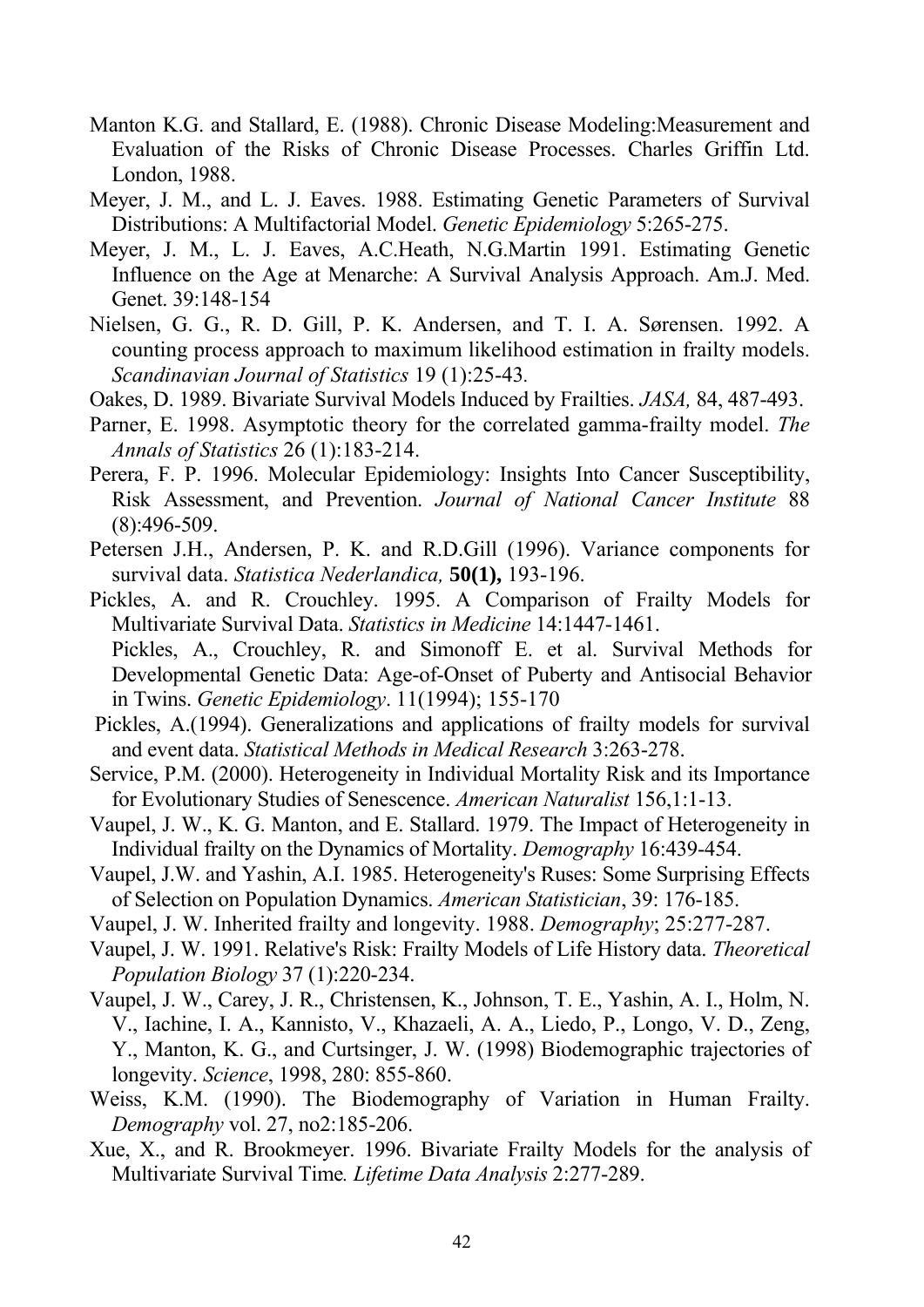Manton K.G. and Stallard, E. (1988). Chronic Disease Modeling:Measurement and Evaluation of the Risks of Chronic Disease Processes. Charles Griffin Ltd. London, 1988.

Meyer, J. M., and L. J. Eaves. 1988. Estimating Genetic Parameters of Survival Distributions: A Multifactorial Model. *Genetic Epidemiology* 5:265-275.

Meyer, J. M., L. J. Eaves, A.C.Heath, N.G.Martin 1991. Estimating Genetic Influence on the Age at Menarche: A Survival Analysis Approach. Am.J. Med. Genet. 39:148-154

Nielsen, G. G., R. D. Gill, P. K. Andersen, and T. I. A. Sørensen. 1992. A counting process approach to maximum likelihood estimation in frailty models. *Scandinavian Journal of Statistics* 19 (1):25-43.

Oakes, D. 1989. Bivariate Survival Models Induced by Frailties. *JASA,* 84, 487-493.

Parner, E. 1998. Asymptotic theory for the correlated gamma-frailty model. *The Annals of Statistics* 26 (1):183-214.

Perera, F. P. 1996. Molecular Epidemiology: Insights Into Cancer Susceptibility, Risk Assessment, and Prevention. *Journal of National Cancer Institute* 88 (8):496-509.

Petersen J.H., Andersen, P. K. and R.D.Gill (1996). Variance components for survival data. *Statistica Nederlandica,* **50(1),** 193-196.

Pickles, A. and R. Crouchley. 1995. A Comparison of Frailty Models for Multivariate Survival Data. *Statistics in Medicine* 14:1447-1461.
Pickles, A., Crouchley, R. and Simonoff E. et al. Survival Methods for Developmental Genetic Data: Age-of-Onset of Puberty and Antisocial Behavior in Twins. *Genetic Epidemiology*. 11(1994); 155-170

Pickles, A.(1994). Generalizations and applications of frailty models for survival and event data. *Statistical Methods in Medical Research* 3:263-278.

Service, P.M. (2000). Heterogeneity in Individual Mortality Risk and its Importance for Evolutionary Studies of Senescence. *American Naturalist* 156,1:1-13.

Vaupel, J. W., K. G. Manton, and E. Stallard. 1979. The Impact of Heterogeneity in Individual frailty on the Dynamics of Mortality. *Demography* 16:439-454.

Vaupel, J.W. and Yashin, A.I. 1985. Heterogeneity's Ruses: Some Surprising Effects of Selection on Population Dynamics. *American Statistician*, 39: 176-185.

Vaupel, J. W. Inherited frailty and longevity. 1988. *Demography*; 25:277-287.

Vaupel, J. W. 1991. Relative's Risk: Frailty Models of Life History data. *Theoretical Population Biology* 37 (1):220-234.

Vaupel, J. W., Carey, J. R., Christensen, K., Johnson, T. E., Yashin, A. I., Holm, N. V., Iachine, I. A., Kannisto, V., Khazaeli, A. A., Liedo, P., Longo, V. D., Zeng, Y., Manton, K. G., and Curtsinger, J. W. (1998) Biodemographic trajectories of longevity. *Science*, 1998, 280: 855-860.

Weiss, K.M. (1990). The Biodemography of Variation in Human Frailty. *Demography* vol. 27, no2:185-206.

Xue, X., and R. Brookmeyer. 1996. Bivariate Frailty Models for the analysis of Multivariate Survival Time*. Lifetime Data Analysis* 2:277-289.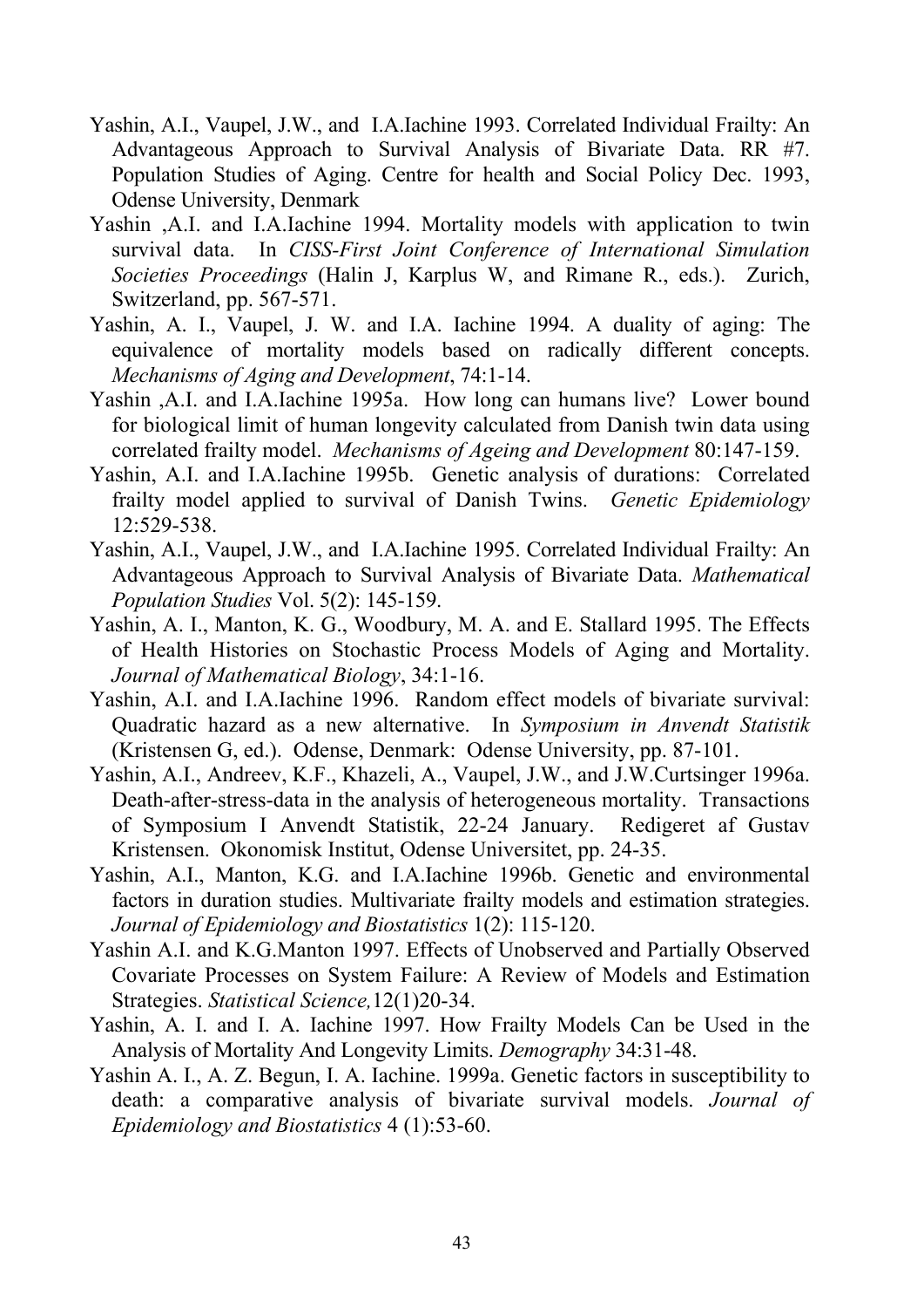Yashin, A.I., Vaupel, J.W., and I.A.Iachine 1993. Correlated Individual Frailty: An Advantageous Approach to Survival Analysis of Bivariate Data. RR #7. Population Studies of Aging. Centre for health and Social Policy Dec. 1993, Odense University, Denmark

Yashin ,A.I. and I.A.Iachine 1994. Mortality models with application to twin survival data. In *CISS-First Joint Conference of International Simulation Societies Proceedings* (Halin J, Karplus W, and Rimane R., eds.). Zurich, Switzerland, pp. 567-571.

Yashin, A. I., Vaupel, J. W. and I.A. Iachine 1994. A duality of aging: The equivalence of mortality models based on radically different concepts. *Mechanisms of Aging and Development*, 74:1-14.

Yashin ,A.I. and I.A.Iachine 1995a. How long can humans live? Lower bound for biological limit of human longevity calculated from Danish twin data using correlated frailty model. *Mechanisms of Ageing and Development* 80:147-159.

Yashin, A.I. and I.A.Iachine 1995b. Genetic analysis of durations: Correlated frailty model applied to survival of Danish Twins. *Genetic Epidemiology* 12:529-538.

Yashin, A.I., Vaupel, J.W., and I.A.Iachine 1995. Correlated Individual Frailty: An Advantageous Approach to Survival Analysis of Bivariate Data. *Mathematical Population Studies* Vol. 5(2): 145-159.

Yashin, A. I., Manton, K. G., Woodbury, M. A. and E. Stallard 1995. The Effects of Health Histories on Stochastic Process Models of Aging and Mortality. *Journal of Mathematical Biology*, 34:1-16.

Yashin, A.I. and I.A.Iachine 1996. Random effect models of bivariate survival: Quadratic hazard as a new alternative. In *Symposium in Anvendt Statistik* (Kristensen G, ed.). Odense, Denmark: Odense University, pp. 87-101.

Yashin, A.I., Andreev, K.F., Khazeli, A., Vaupel, J.W., and J.W.Curtsinger 1996a. Death-after-stress-data in the analysis of heterogeneous mortality. Transactions of Symposium I Anvendt Statistik, 22-24 January. Redigeret af Gustav Kristensen. Okonomisk Institut, Odense Universitet, pp. 24-35.

Yashin, A.I., Manton, K.G. and I.A.Iachine 1996b. Genetic and environmental factors in duration studies. Multivariate frailty models and estimation strategies. *Journal of Epidemiology and Biostatistics* 1(2): 115-120.

Yashin A.I. and K.G.Manton 1997. Effects of Unobserved and Partially Observed Covariate Processes on System Failure: A Review of Models and Estimation Strategies. *Statistical Science,*12(1)20-34.

Yashin, A. I. and I. A. Iachine 1997. How Frailty Models Can be Used in the Analysis of Mortality And Longevity Limits. *Demography* 34:31-48.

Yashin A. I., A. Z. Begun, I. A. Iachine. 1999a. Genetic factors in susceptibility to death: a comparative analysis of bivariate survival models. *Journal of Epidemiology and Biostatistics* 4 (1):53-60.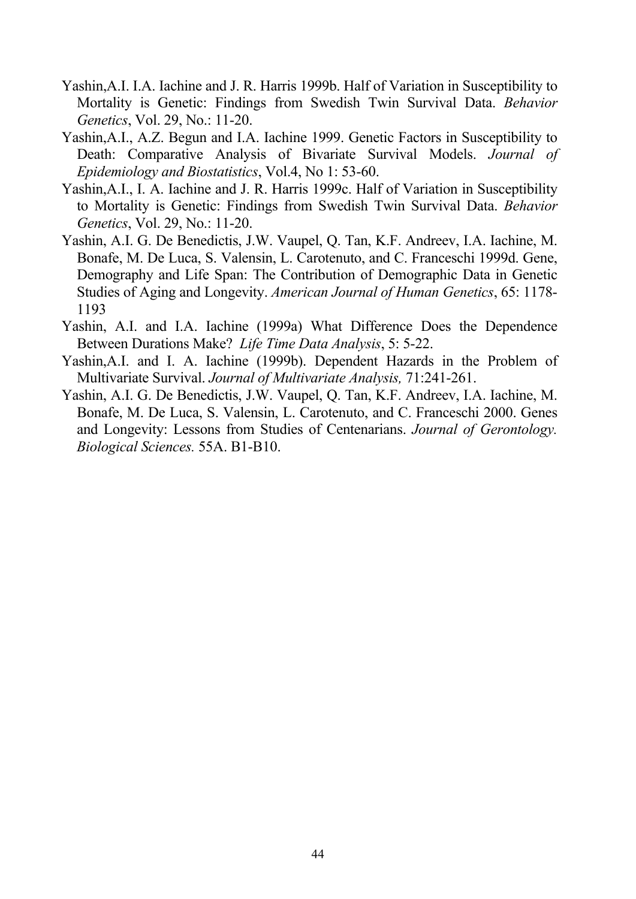Yashin,A.I. I.A. Iachine and J. R. Harris 1999b. Half of Variation in Susceptibility to Mortality is Genetic: Findings from Swedish Twin Survival Data. *Behavior Genetics*, Vol. 29, No.: 11-20.

Yashin,A.I., A.Z. Begun and I.A. Iachine 1999. Genetic Factors in Susceptibility to Death: Comparative Analysis of Bivariate Survival Models. *Journal of Epidemiology and Biostatistics*, Vol.4, No 1: 53-60.

Yashin,A.I., I. A. Iachine and J. R. Harris 1999c. Half of Variation in Susceptibility to Mortality is Genetic: Findings from Swedish Twin Survival Data. *Behavior Genetics*, Vol. 29, No.: 11-20.

Yashin, A.I. G. De Benedictis, J.W. Vaupel, Q. Tan, K.F. Andreev, I.A. Iachine, M. Bonafe, M. De Luca, S. Valensin, L. Carotenuto, and C. Franceschi 1999d. Gene, Demography and Life Span: The Contribution of Demographic Data in Genetic Studies of Aging and Longevity. *American Journal of Human Genetics*, 65: 1178-1193

Yashin, A.I. and I.A. Iachine (1999a) What Difference Does the Dependence Between Durations Make? *Life Time Data Analysis*, 5: 5-22.

Yashin,A.I. and I. A. Iachine (1999b). Dependent Hazards in the Problem of Multivariate Survival. *Journal of Multivariate Analysis,* 71:241-261.

Yashin, A.I. G. De Benedictis, J.W. Vaupel, Q. Tan, K.F. Andreev, I.A. Iachine, M. Bonafe, M. De Luca, S. Valensin, L. Carotenuto, and C. Franceschi 2000. Genes and Longevity: Lessons from Studies of Centenarians. *Journal of Gerontology. Biological Sciences.* 55A. B1-B10.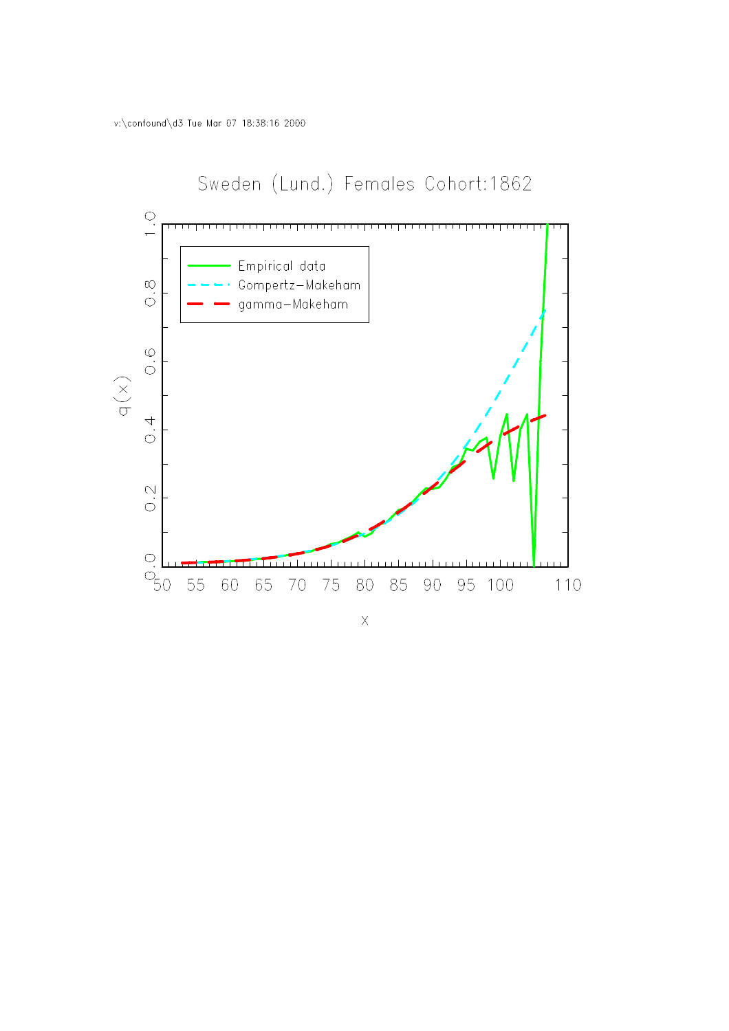v:\confound\d3 Tue Mar 07 18:38:16 2000

Sweden (Lund.) Females Cohort:1862

- Empirical data
- Gompertz–Makeham
- gamma–Makeham

q(x)

x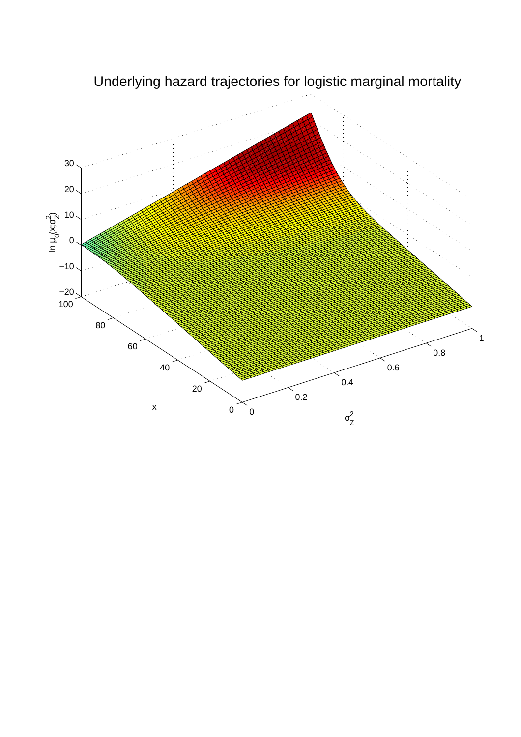Underlying hazard trajectories for logistic marginal mortality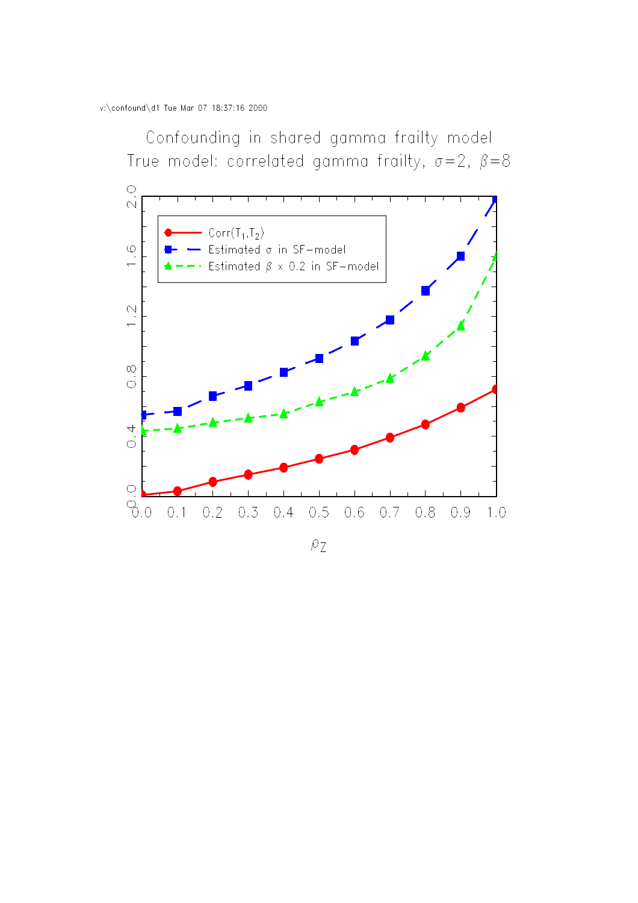v:\confound\d1 Tue Mar 07 18:37:16 2000

Confounding in shared gamma frailty model

True model: correlated gamma frailty, $\sigma=2$, $\beta=8$

- $\mathrm{Corr}(T_1,T_2)$
- Estimated $\sigma$ in SF–model
- Estimated $\beta$ x 0.2 in SF–model

$\rho_Z$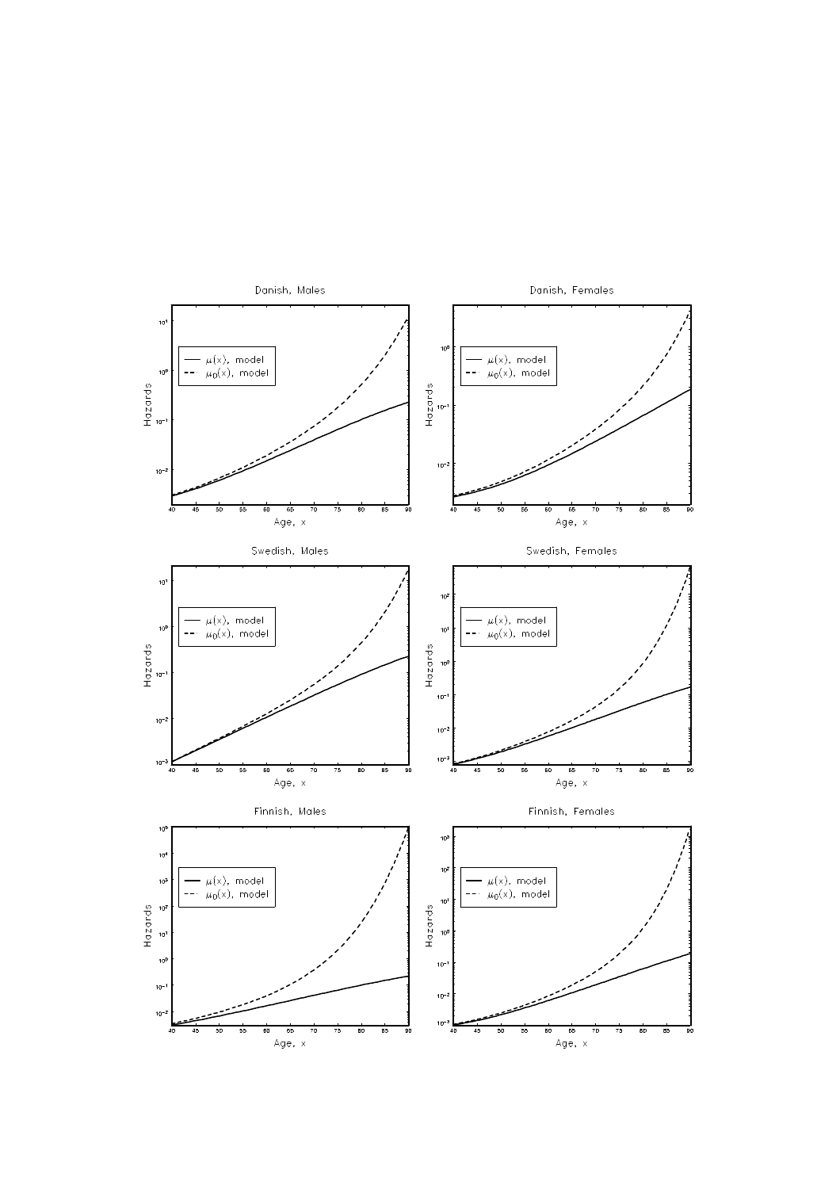Danish, Males

Hazards

Age, x

$\mu(x)$, model
$\mu_0(x)$, model

$10^{1}$
$10^{0}$
$10^{-1}$
$10^{-2}$

40 45 50 55 60 65 70 75 80 85 90

Danish, Females

Hazards

Age, x

$\mu(x)$, model
$\mu_0(x)$, model

$10^{0}$
$10^{-1}$
$10^{-2}$

40 45 50 55 60 65 70 75 80 85 90

Swedish, Males

Hazards

Age, x

$\mu(x)$, model
$\mu_0(x)$, model

$10^{1}$
$10^{0}$
$10^{-1}$
$10^{-2}$
$10^{-3}$

40 45 50 55 60 65 70 75 80 85 90

Swedish, Females

Hazards

Age, x

$\mu(x)$, model
$\mu_0(x)$, model

$10^{2}$
$10^{1}$
$10^{0}$
$10^{-1}$
$10^{-2}$
$10^{-3}$

40 45 50 55 60 65 70 75 80 85 90

Finnish, Males

Hazards

Age, x

$\mu(x)$, model
$\mu_0(x)$, model

$10^{5}$
$10^{4}$
$10^{3}$
$10^{2}$
$10^{1}$
$10^{0}$
$10^{-1}$
$10^{-2}$

40 45 50 55 60 65 70 75 80 85 90

Finnish, Females

Hazards

Age, x

$\mu(x)$, model
$\mu_0(x)$, model

$10^{3}$
$10^{2}$
$10^{1}$
$10^{0}$
$10^{-1}$
$10^{-2}$
$10^{-3}$

40 45 50 55 60 65 70 75 80 85 90